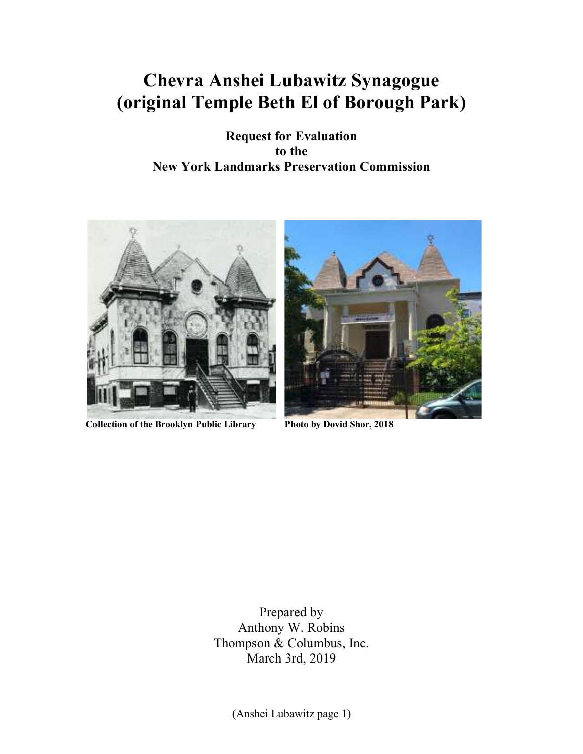# Chevra Anshei Lubawitz Synagogue (original Temple Beth El of Borough Park)

**Request for Evaluation**
**to the**
**New York Landmarks Preservation Commission**

**Collection of the Brooklyn Public Library**

**Photo by Dovid Shor, 2018**

Prepared by
Anthony W. Robins
Thompson & Columbus, Inc.
March 3rd, 2019

(Anshei Lubawitz page 1)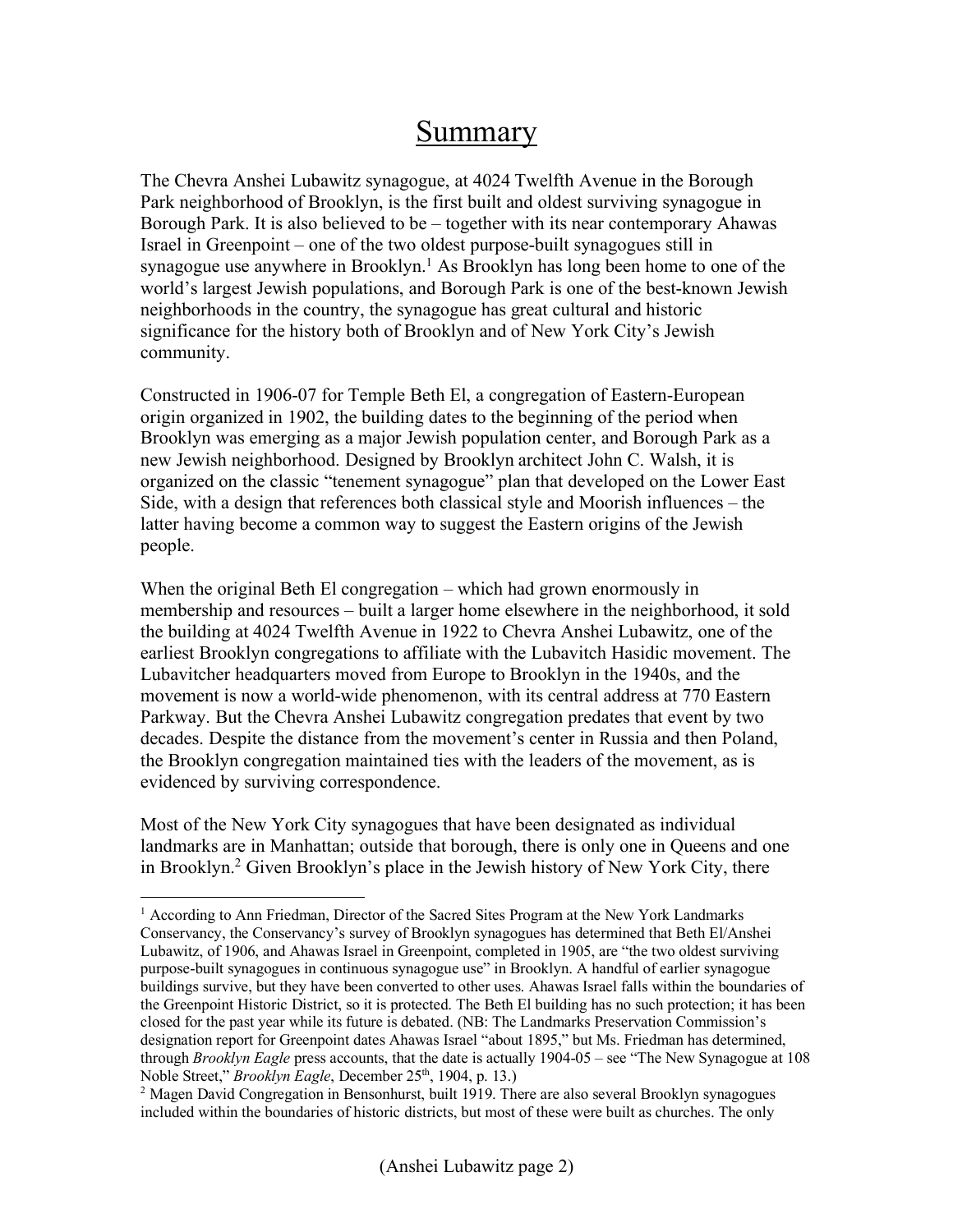# Summary

The Chevra Anshei Lubawitz synagogue, at 4024 Twelfth Avenue in the Borough Park neighborhood of Brooklyn, is the first built and oldest surviving synagogue in Borough Park. It is also believed to be – together with its near contemporary Ahawas Israel in Greenpoint – one of the two oldest purpose-built synagogues still in synagogue use anywhere in Brooklyn.[1] As Brooklyn has long been home to one of the world's largest Jewish populations, and Borough Park is one of the best-known Jewish neighborhoods in the country, the synagogue has great cultural and historic significance for the history both of Brooklyn and of New York City's Jewish community.

Constructed in 1906-07 for Temple Beth El, a congregation of Eastern-European origin organized in 1902, the building dates to the beginning of the period when Brooklyn was emerging as a major Jewish population center, and Borough Park as a new Jewish neighborhood. Designed by Brooklyn architect John C. Walsh, it is organized on the classic "tenement synagogue" plan that developed on the Lower East Side, with a design that references both classical style and Moorish influences – the latter having become a common way to suggest the Eastern origins of the Jewish people.

When the original Beth El congregation – which had grown enormously in membership and resources – built a larger home elsewhere in the neighborhood, it sold the building at 4024 Twelfth Avenue in 1922 to Chevra Anshei Lubawitz, one of the earliest Brooklyn congregations to affiliate with the Lubavitch Hasidic movement. The Lubavitcher headquarters moved from Europe to Brooklyn in the 1940s, and the movement is now a world-wide phenomenon, with its central address at 770 Eastern Parkway. But the Chevra Anshei Lubawitz congregation predates that event by two decades. Despite the distance from the movement's center in Russia and then Poland, the Brooklyn congregation maintained ties with the leaders of the movement, as is evidenced by surviving correspondence.

Most of the New York City synagogues that have been designated as individual landmarks are in Manhattan; outside that borough, there is only one in Queens and one in Brooklyn.[2] Given Brooklyn's place in the Jewish history of New York City, there

---

[1] According to Ann Friedman, Director of the Sacred Sites Program at the New York Landmarks Conservancy, the Conservancy's survey of Brooklyn synagogues has determined that Beth El/Anshei Lubawitz, of 1906, and Ahawas Israel in Greenpoint, completed in 1905, are "the two oldest surviving purpose-built synagogues in continuous synagogue use" in Brooklyn. A handful of earlier synagogue buildings survive, but they have been converted to other uses. Ahawas Israel falls within the boundaries of the Greenpoint Historic District, so it is protected. The Beth El building has no such protection; it has been closed for the past year while its future is debated. (NB: The Landmarks Preservation Commission's designation report for Greenpoint dates Ahawas Israel "about 1895," but Ms. Friedman has determined, through *Brooklyn Eagle* press accounts, that the date is actually 1904-05 – see "The New Synagogue at 108 Noble Street," *Brooklyn Eagle*, December 25th, 1904, p. 13.)

[2] Magen David Congregation in Bensonhurst, built 1919. There are also several Brooklyn synagogues included within the boundaries of historic districts, but most of these were built as churches. The only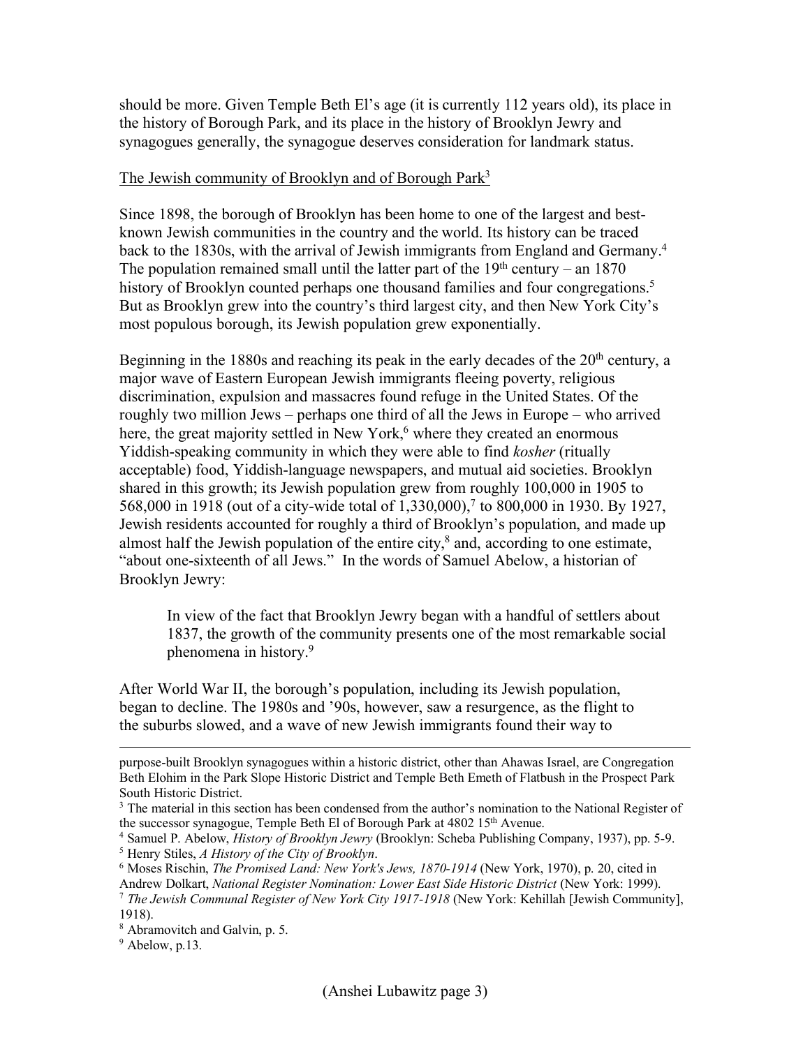should be more. Given Temple Beth El's age (it is currently 112 years old), its place in the history of Borough Park, and its place in the history of Brooklyn Jewry and synagogues generally, the synagogue deserves consideration for landmark status.

## The Jewish community of Brooklyn and of Borough Park[3]

Since 1898, the borough of Brooklyn has been home to one of the largest and best-known Jewish communities in the country and the world. Its history can be traced back to the 1830s, with the arrival of Jewish immigrants from England and Germany.[4] The population remained small until the latter part of the 19th century – an 1870 history of Brooklyn counted perhaps one thousand families and four congregations.[5] But as Brooklyn grew into the country's third largest city, and then New York City's most populous borough, its Jewish population grew exponentially.

Beginning in the 1880s and reaching its peak in the early decades of the 20th century, a major wave of Eastern European Jewish immigrants fleeing poverty, religious discrimination, expulsion and massacres found refuge in the United States. Of the roughly two million Jews – perhaps one third of all the Jews in Europe – who arrived here, the great majority settled in New York,[6] where they created an enormous Yiddish-speaking community in which they were able to find *kosher* (ritually acceptable) food, Yiddish-language newspapers, and mutual aid societies. Brooklyn shared in this growth; its Jewish population grew from roughly 100,000 in 1905 to 568,000 in 1918 (out of a city-wide total of 1,330,000),[7] to 800,000 in 1930. By 1927, Jewish residents accounted for roughly a third of Brooklyn's population, and made up almost half the Jewish population of the entire city,[8] and, according to one estimate, "about one-sixteenth of all Jews." In the words of Samuel Abelow, a historian of Brooklyn Jewry:

> In view of the fact that Brooklyn Jewry began with a handful of settlers about 1837, the growth of the community presents one of the most remarkable social phenomena in history.[9]

After World War II, the borough's population, including its Jewish population, began to decline. The 1980s and '90s, however, saw a resurgence, as the flight to the suburbs slowed, and a wave of new Jewish immigrants found their way to

---

purpose-built Brooklyn synagogues within a historic district, other than Ahawas Israel, are Congregation Beth Elohim in the Park Slope Historic District and Temple Beth Emeth of Flatbush in the Prospect Park South Historic District.

[3] The material in this section has been condensed from the author's nomination to the National Register of the successor synagogue, Temple Beth El of Borough Park at 4802 15th Avenue.

[4] Samuel P. Abelow, *History of Brooklyn Jewry* (Brooklyn: Scheba Publishing Company, 1937), pp. 5-9.

[5] Henry Stiles, *A History of the City of Brooklyn*.

[6] Moses Rischin, *The Promised Land: New York's Jews, 1870-1914* (New York, 1970), p. 20, cited in Andrew Dolkart, *National Register Nomination: Lower East Side Historic District* (New York: 1999).

[7] *The Jewish Communal Register of New York City 1917-1918* (New York: Kehillah [Jewish Community], 1918).

[8] Abramovitch and Galvin, p. 5.

[9] Abelow, p.13.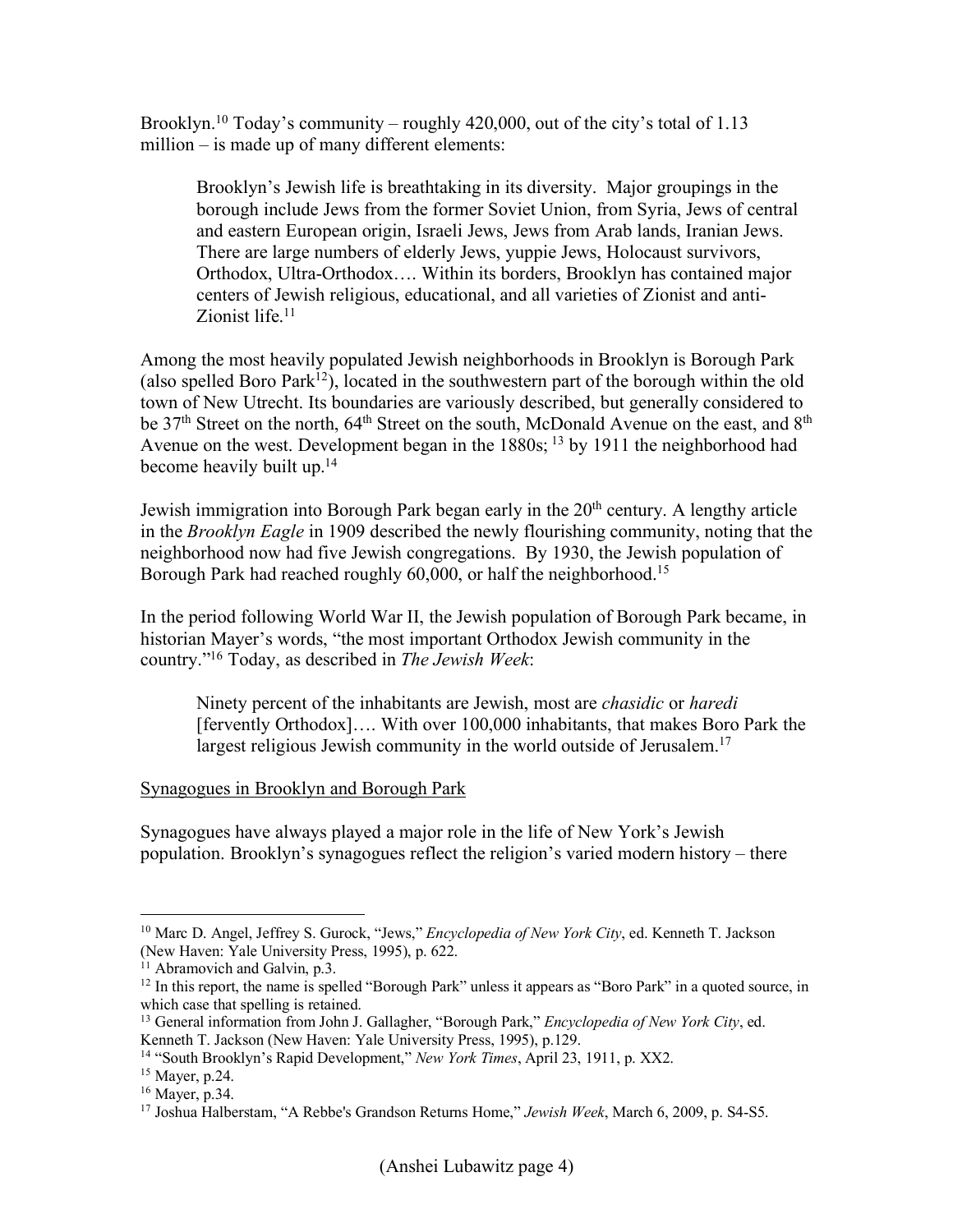Brooklyn.[10] Today's community – roughly 420,000, out of the city's total of 1.13 million – is made up of many different elements:

> Brooklyn's Jewish life is breathtaking in its diversity. Major groupings in the borough include Jews from the former Soviet Union, from Syria, Jews of central and eastern European origin, Israeli Jews, Jews from Arab lands, Iranian Jews. There are large numbers of elderly Jews, yuppie Jews, Holocaust survivors, Orthodox, Ultra-Orthodox…. Within its borders, Brooklyn has contained major centers of Jewish religious, educational, and all varieties of Zionist and anti-Zionist life.[11]

Among the most heavily populated Jewish neighborhoods in Brooklyn is Borough Park (also spelled Boro Park[12]), located in the southwestern part of the borough within the old town of New Utrecht. Its boundaries are variously described, but generally considered to be 37th Street on the north, 64th Street on the south, McDonald Avenue on the east, and 8th Avenue on the west. Development began in the 1880s; [13] by 1911 the neighborhood had become heavily built up.[14]

Jewish immigration into Borough Park began early in the 20th century. A lengthy article in the *Brooklyn Eagle* in 1909 described the newly flourishing community, noting that the neighborhood now had five Jewish congregations. By 1930, the Jewish population of Borough Park had reached roughly 60,000, or half the neighborhood.[15]

In the period following World War II, the Jewish population of Borough Park became, in historian Mayer's words, "the most important Orthodox Jewish community in the country."[16] Today, as described in *The Jewish Week*:

> Ninety percent of the inhabitants are Jewish, most are *chasidic* or *haredi* [fervently Orthodox]…. With over 100,000 inhabitants, that makes Boro Park the largest religious Jewish community in the world outside of Jerusalem.[17]

<u>Synagogues in Brooklyn and Borough Park</u>

Synagogues have always played a major role in the life of New York's Jewish population. Brooklyn's synagogues reflect the religion's varied modern history – there

---

[10] Marc D. Angel, Jeffrey S. Gurock, "Jews," *Encyclopedia of New York City*, ed. Kenneth T. Jackson (New Haven: Yale University Press, 1995), p. 622.

[11] Abramovich and Galvin, p.3.

[12] In this report, the name is spelled "Borough Park" unless it appears as "Boro Park" in a quoted source, in which case that spelling is retained.

[13] General information from John J. Gallagher, "Borough Park," *Encyclopedia of New York City*, ed. Kenneth T. Jackson (New Haven: Yale University Press, 1995), p.129.

[14] "South Brooklyn's Rapid Development," *New York Times*, April 23, 1911, p. XX2.

[15] Mayer, p.24.

[16] Mayer, p.34.

[17] Joshua Halberstam, "A Rebbe's Grandson Returns Home," *Jewish Week*, March 6, 2009, p. S4-S5.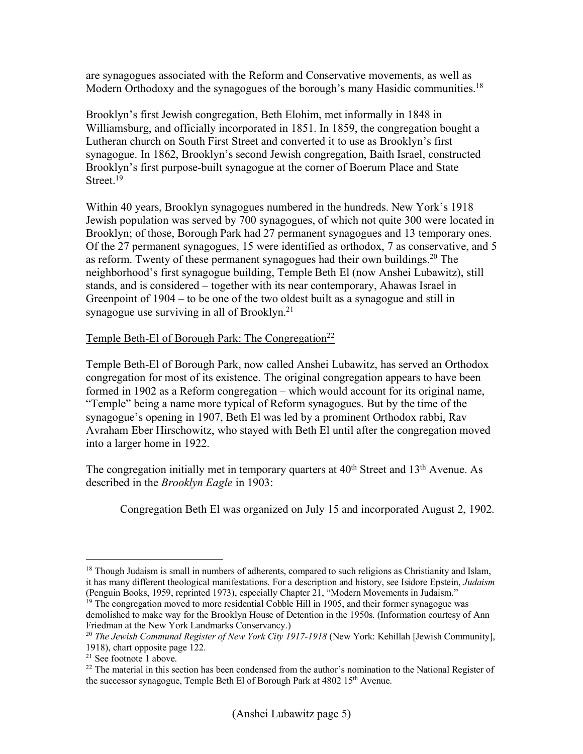are synagogues associated with the Reform and Conservative movements, as well as Modern Orthodoxy and the synagogues of the borough's many Hasidic communities.[18]

Brooklyn's first Jewish congregation, Beth Elohim, met informally in 1848 in Williamsburg, and officially incorporated in 1851. In 1859, the congregation bought a Lutheran church on South First Street and converted it to use as Brooklyn's first synagogue. In 1862, Brooklyn's second Jewish congregation, Baith Israel, constructed Brooklyn's first purpose-built synagogue at the corner of Boerum Place and State Street.[19]

Within 40 years, Brooklyn synagogues numbered in the hundreds. New York's 1918 Jewish population was served by 700 synagogues, of which not quite 300 were located in Brooklyn; of those, Borough Park had 27 permanent synagogues and 13 temporary ones. Of the 27 permanent synagogues, 15 were identified as orthodox, 7 as conservative, and 5 as reform. Twenty of these permanent synagogues had their own buildings.[20] The neighborhood's first synagogue building, Temple Beth El (now Anshei Lubawitz), still stands, and is considered – together with its near contemporary, Ahawas Israel in Greenpoint of 1904 – to be one of the two oldest built as a synagogue and still in synagogue use surviving in all of Brooklyn.[21]

Temple Beth-El of Borough Park: The Congregation[22]

Temple Beth-El of Borough Park, now called Anshei Lubawitz, has served an Orthodox congregation for most of its existence. The original congregation appears to have been formed in 1902 as a Reform congregation – which would account for its original name, "Temple" being a name more typical of Reform synagogues. But by the time of the synagogue's opening in 1907, Beth El was led by a prominent Orthodox rabbi, Rav Avraham Eber Hirschowitz, who stayed with Beth El until after the congregation moved into a larger home in 1922.

The congregation initially met in temporary quarters at 40th Street and 13th Avenue. As described in the *Brooklyn Eagle* in 1903:

> Congregation Beth El was organized on July 15 and incorporated August 2, 1902.

---

[18] Though Judaism is small in numbers of adherents, compared to such religions as Christianity and Islam, it has many different theological manifestations. For a description and history, see Isidore Epstein, *Judaism* (Penguin Books, 1959, reprinted 1973), especially Chapter 21, "Modern Movements in Judaism."

[19] The congregation moved to more residential Cobble Hill in 1905, and their former synagogue was demolished to make way for the Brooklyn House of Detention in the 1950s. (Information courtesy of Ann Friedman at the New York Landmarks Conservancy.)

[20] *The Jewish Communal Register of New York City 1917-1918* (New York: Kehillah [Jewish Community], 1918), chart opposite page 122.

[21] See footnote 1 above.

[22] The material in this section has been condensed from the author's nomination to the National Register of the successor synagogue, Temple Beth El of Borough Park at 4802 15th Avenue.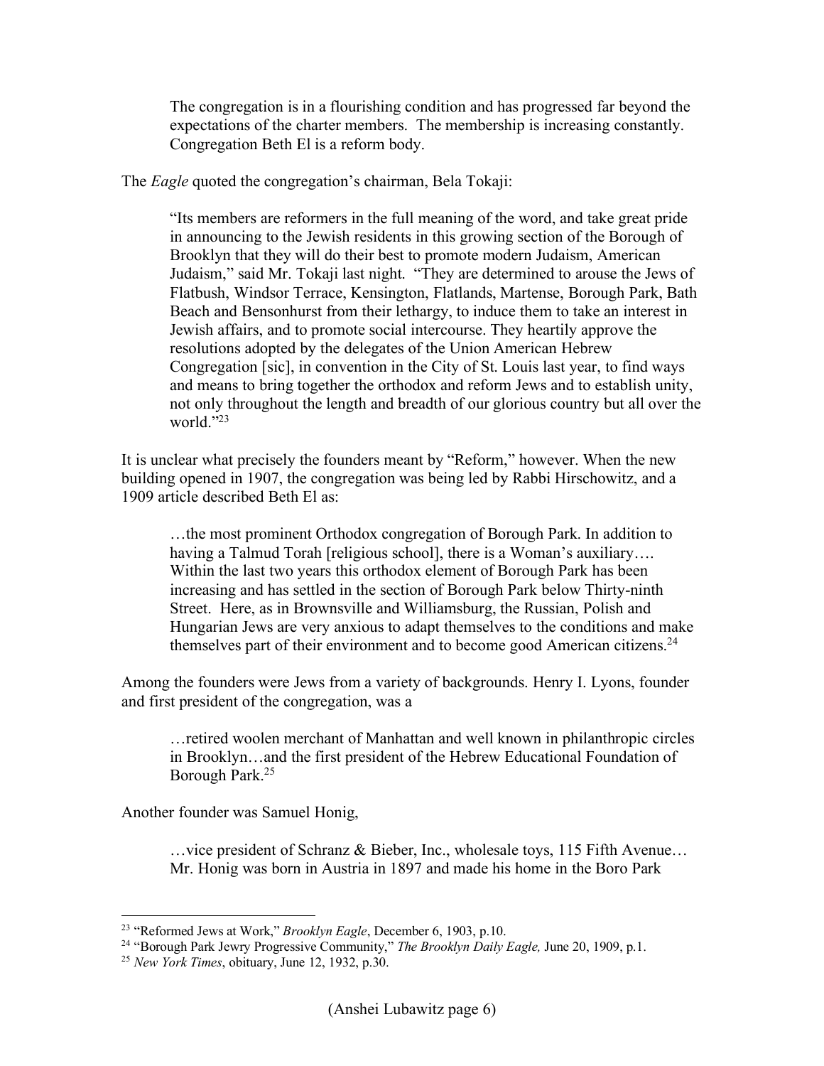> The congregation is in a flourishing condition and has progressed far beyond the expectations of the charter members. The membership is increasing constantly. Congregation Beth El is a reform body.

The *Eagle* quoted the congregation's chairman, Bela Tokaji:

> "Its members are reformers in the full meaning of the word, and take great pride in announcing to the Jewish residents in this growing section of the Borough of Brooklyn that they will do their best to promote modern Judaism, American Judaism," said Mr. Tokaji last night. "They are determined to arouse the Jews of Flatbush, Windsor Terrace, Kensington, Flatlands, Martense, Borough Park, Bath Beach and Bensonhurst from their lethargy, to induce them to take an interest in Jewish affairs, and to promote social intercourse. They heartily approve the resolutions adopted by the delegates of the Union American Hebrew Congregation [sic], in convention in the City of St. Louis last year, to find ways and means to bring together the orthodox and reform Jews and to establish unity, not only throughout the length and breadth of our glorious country but all over the world."[23]

It is unclear what precisely the founders meant by "Reform," however. When the new building opened in 1907, the congregation was being led by Rabbi Hirschowitz, and a 1909 article described Beth El as:

> …the most prominent Orthodox congregation of Borough Park. In addition to having a Talmud Torah [religious school], there is a Woman's auxiliary…. Within the last two years this orthodox element of Borough Park has been increasing and has settled in the section of Borough Park below Thirty-ninth Street. Here, as in Brownsville and Williamsburg, the Russian, Polish and Hungarian Jews are very anxious to adapt themselves to the conditions and make themselves part of their environment and to become good American citizens.[24]

Among the founders were Jews from a variety of backgrounds. Henry I. Lyons, founder and first president of the congregation, was a

> …retired woolen merchant of Manhattan and well known in philanthropic circles in Brooklyn…and the first president of the Hebrew Educational Foundation of Borough Park.[25]

Another founder was Samuel Honig,

> …vice president of Schranz & Bieber, Inc., wholesale toys, 115 Fifth Avenue… Mr. Honig was born in Austria in 1897 and made his home in the Boro Park

---

[23] "Reformed Jews at Work," *Brooklyn Eagle*, December 6, 1903, p.10.

[24] "Borough Park Jewry Progressive Community," *The Brooklyn Daily Eagle,* June 20, 1909, p.1.

[25] *New York Times*, obituary, June 12, 1932, p.30.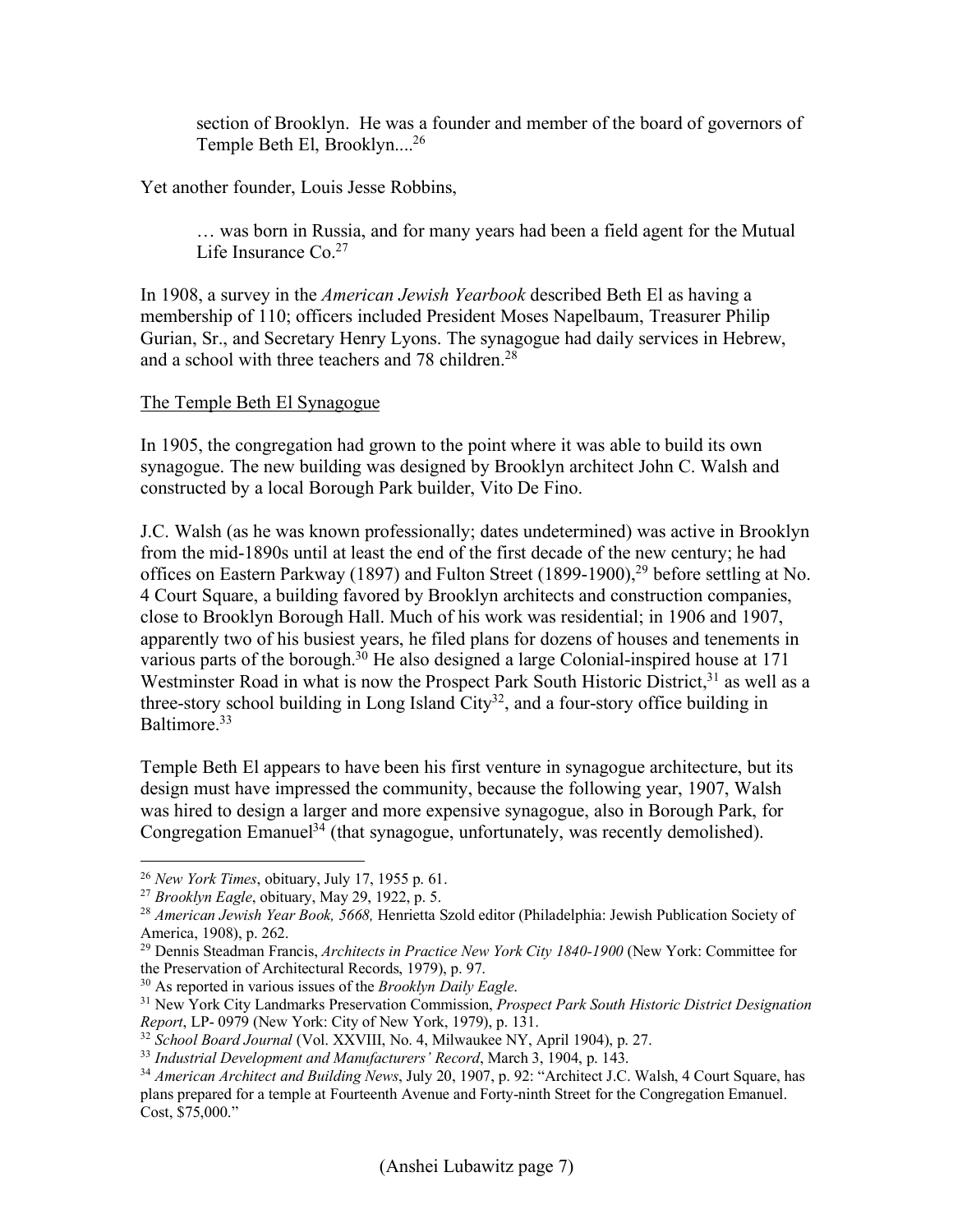> section of Brooklyn. He was a founder and member of the board of governors of Temple Beth El, Brooklyn....[26]

Yet another founder, Louis Jesse Robbins,

> … was born in Russia, and for many years had been a field agent for the Mutual Life Insurance Co.[27]

In 1908, a survey in the *American Jewish Yearbook* described Beth El as having a membership of 110; officers included President Moses Napelbaum, Treasurer Philip Gurian, Sr., and Secretary Henry Lyons. The synagogue had daily services in Hebrew, and a school with three teachers and 78 children.[28]

## The Temple Beth El Synagogue

In 1905, the congregation had grown to the point where it was able to build its own synagogue. The new building was designed by Brooklyn architect John C. Walsh and constructed by a local Borough Park builder, Vito De Fino.

J.C. Walsh (as he was known professionally; dates undetermined) was active in Brooklyn from the mid-1890s until at least the end of the first decade of the new century; he had offices on Eastern Parkway (1897) and Fulton Street (1899-1900),[29] before settling at No. 4 Court Square, a building favored by Brooklyn architects and construction companies, close to Brooklyn Borough Hall. Much of his work was residential; in 1906 and 1907, apparently two of his busiest years, he filed plans for dozens of houses and tenements in various parts of the borough.[30] He also designed a large Colonial-inspired house at 171 Westminster Road in what is now the Prospect Park South Historic District,[31] as well as a three-story school building in Long Island City[32], and a four-story office building in Baltimore.[33]

Temple Beth El appears to have been his first venture in synagogue architecture, but its design must have impressed the community, because the following year, 1907, Walsh was hired to design a larger and more expensive synagogue, also in Borough Park, for Congregation Emanuel[34] (that synagogue, unfortunately, was recently demolished).

---

[26] *New York Times*, obituary, July 17, 1955 p. 61.

[27] *Brooklyn Eagle*, obituary, May 29, 1922, p. 5.

[28] *American Jewish Year Book, 5668,* Henrietta Szold editor (Philadelphia: Jewish Publication Society of America, 1908), p. 262.

[29] Dennis Steadman Francis, *Architects in Practice New York City 1840-1900* (New York: Committee for the Preservation of Architectural Records, 1979), p. 97.

[30] As reported in various issues of the *Brooklyn Daily Eagle*.

[31] New York City Landmarks Preservation Commission, *Prospect Park South Historic District Designation Report*, LP- 0979 (New York: City of New York, 1979), p. 131.

[32] *School Board Journal* (Vol. XXVIII, No. 4, Milwaukee NY, April 1904), p. 27.

[33] *Industrial Development and Manufacturers' Record*, March 3, 1904, p. 143.

[34] *American Architect and Building News*, July 20, 1907, p. 92: "Architect J.C. Walsh, 4 Court Square, has plans prepared for a temple at Fourteenth Avenue and Forty-ninth Street for the Congregation Emanuel. Cost, $75,000."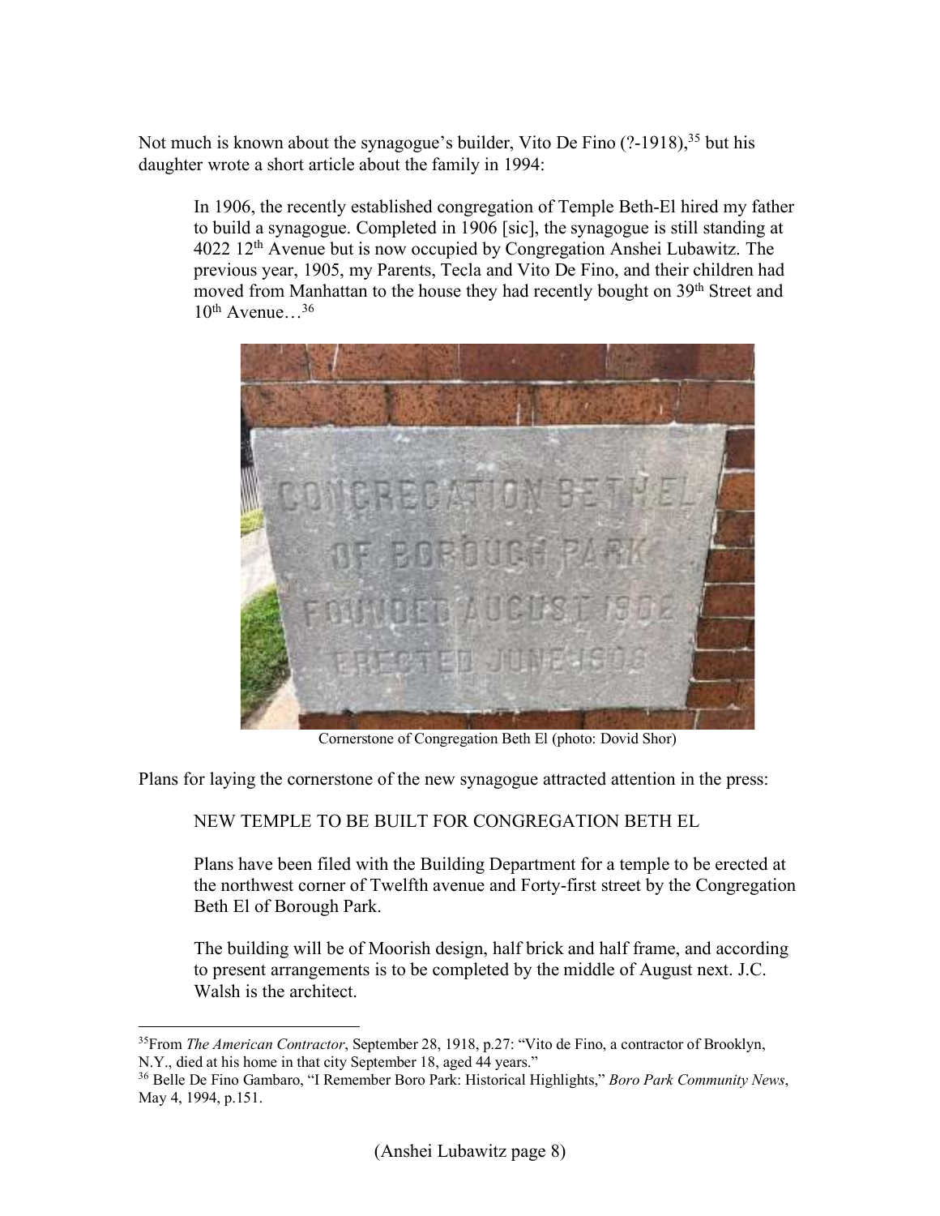Not much is known about the synagogue's builder, Vito De Fino (?-1918),[35] but his daughter wrote a short article about the family in 1994:

> In 1906, the recently established congregation of Temple Beth-El hired my father to build a synagogue. Completed in 1906 [sic], the synagogue is still standing at 4022 12th Avenue but is now occupied by Congregation Anshei Lubawitz. The previous year, 1905, my Parents, Tecla and Vito De Fino, and their children had moved from Manhattan to the house they had recently bought on 39th Street and 10th Avenue…[36]

Cornerstone of Congregation Beth El (photo: Dovid Shor)

Plans for laying the cornerstone of the new synagogue attracted attention in the press:

> NEW TEMPLE TO BE BUILT FOR CONGREGATION BETH EL
>
> Plans have been filed with the Building Department for a temple to be erected at the northwest corner of Twelfth avenue and Forty-first street by the Congregation Beth El of Borough Park.
>
> The building will be of Moorish design, half brick and half frame, and according to present arrangements is to be completed by the middle of August next. J.C. Walsh is the architect.

---

[35] From *The American Contractor*, September 28, 1918, p.27: "Vito de Fino, a contractor of Brooklyn, N.Y., died at his home in that city September 18, aged 44 years."

[36] Belle De Fino Gambaro, "I Remember Boro Park: Historical Highlights," *Boro Park Community News*, May 4, 1994, p.151.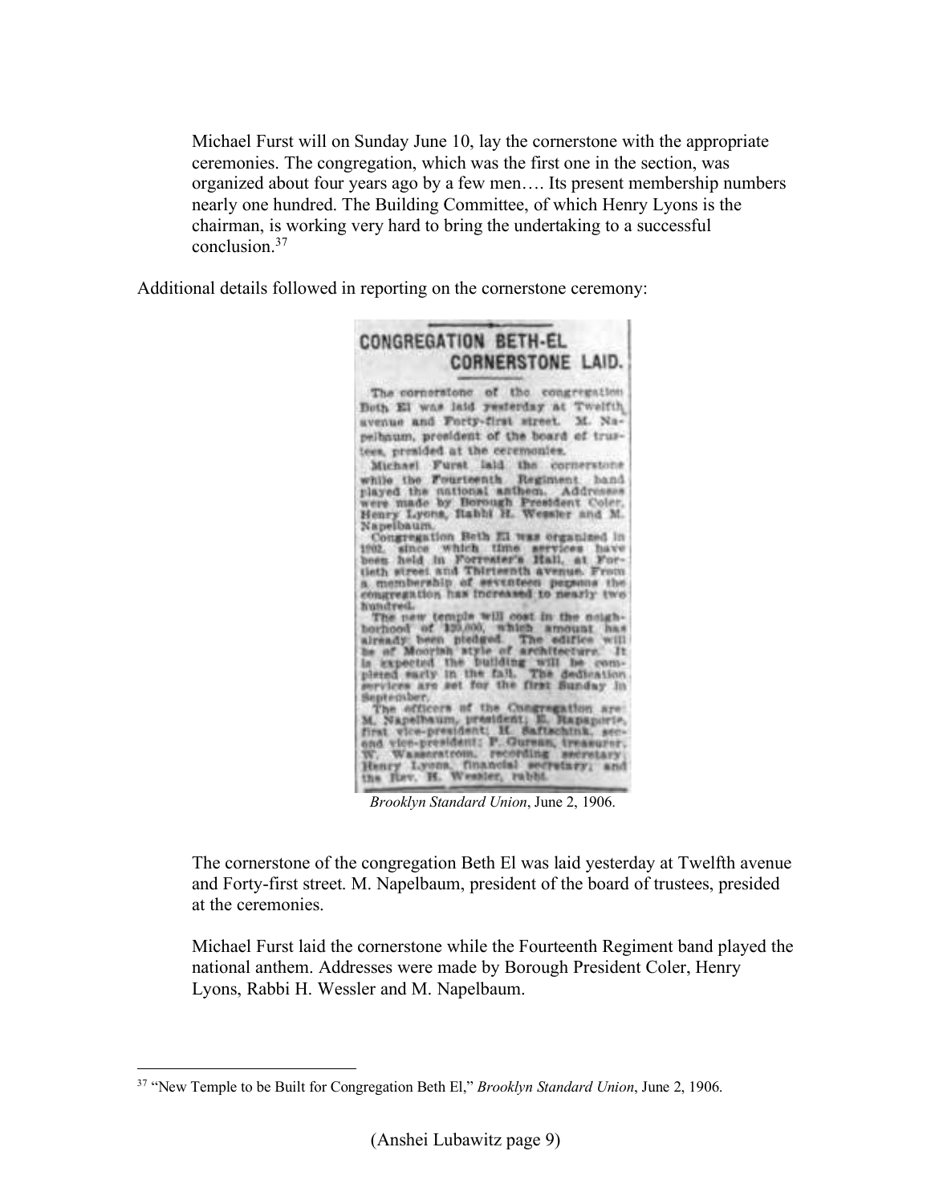> Michael Furst will on Sunday June 10, lay the cornerstone with the appropriate ceremonies. The congregation, which was the first one in the section, was organized about four years ago by a few men…. Its present membership numbers nearly one hundred. The Building Committee, of which Henry Lyons is the chairman, is working very hard to bring the undertaking to a successful conclusion.[37]

Additional details followed in reporting on the cornerstone ceremony:

> **CONGREGATION BETH-EL CORNERSTONE LAID.**
>
> The cornerstone of the congregation Beth El was laid yesterday at Twelfth avenue and Forty-first street. M. Napelbaum, president of the board of trustees, presided at the ceremonies.
>
> Michael Furst laid the cornerstone while the Fourteenth Regiment band played the national anthem. Addresses were made by Borough President Coler, Henry Lyons, Rabbi H. Wessler and M. Napelbaum.
>
> Congregation Beth El was organized in 1902, since which time services have been held in Forrester's Hall, at Fortieth street and Thirteenth avenue. From a membership of seventeen persons the congregation has increased to nearly two hundred.
>
> The new temple will cost in the neighborhood of $20,000, which amount has already been pledged. The edifice will be of Moorish style of architecture. It is expected the building will be completed early in the fall. The dedication services are set for the first Sunday in September.
>
> The officers of the Congregation are: M. Napelbaum, president; E. Rapaporte, first vice-president; H. Saftschink, second vice-president; P. Gureau, treasurer; W. Wasserstrom, recording secretary; Henry Lyons, financial secretary; and the Rev. H. Wessler, rabbi.

*Brooklyn Standard Union*, June 2, 1906.

> The cornerstone of the congregation Beth El was laid yesterday at Twelfth avenue and Forty-first street. M. Napelbaum, president of the board of trustees, presided at the ceremonies.
>
> Michael Furst laid the cornerstone while the Fourteenth Regiment band played the national anthem. Addresses were made by Borough President Coler, Henry Lyons, Rabbi H. Wessler and M. Napelbaum.

---

[37] "New Temple to be Built for Congregation Beth El," *Brooklyn Standard Union*, June 2, 1906.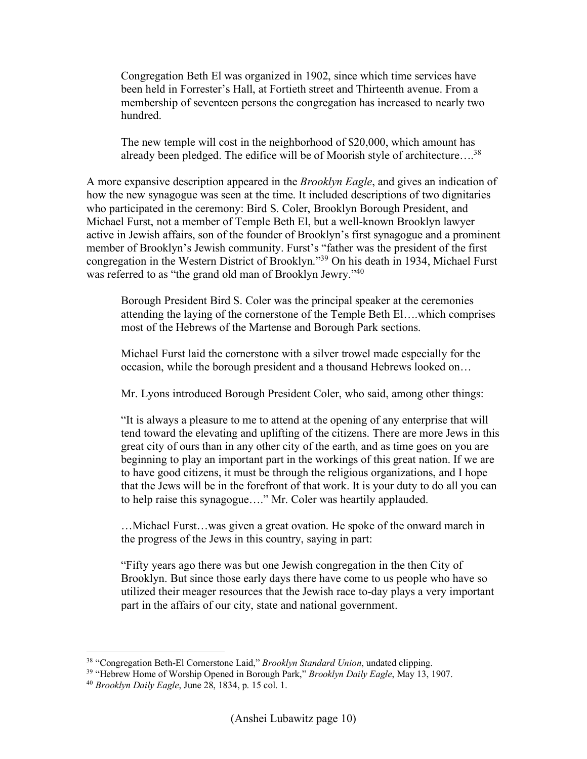> Congregation Beth El was organized in 1902, since which time services have been held in Forrester's Hall, at Fortieth street and Thirteenth avenue. From a membership of seventeen persons the congregation has increased to nearly two hundred.
>
> The new temple will cost in the neighborhood of $20,000, which amount has already been pledged. The edifice will be of Moorish style of architecture….[38]

A more expansive description appeared in the *Brooklyn Eagle*, and gives an indication of how the new synagogue was seen at the time. It included descriptions of two dignitaries who participated in the ceremony: Bird S. Coler, Brooklyn Borough President, and Michael Furst, not a member of Temple Beth El, but a well-known Brooklyn lawyer active in Jewish affairs, son of the founder of Brooklyn's first synagogue and a prominent member of Brooklyn's Jewish community. Furst's "father was the president of the first congregation in the Western District of Brooklyn."[39] On his death in 1934, Michael Furst was referred to as "the grand old man of Brooklyn Jewry."[40]

> Borough President Bird S. Coler was the principal speaker at the ceremonies attending the laying of the cornerstone of the Temple Beth El….which comprises most of the Hebrews of the Martense and Borough Park sections.
>
> Michael Furst laid the cornerstone with a silver trowel made especially for the occasion, while the borough president and a thousand Hebrews looked on…
>
> Mr. Lyons introduced Borough President Coler, who said, among other things:
>
> "It is always a pleasure to me to attend at the opening of any enterprise that will tend toward the elevating and uplifting of the citizens. There are more Jews in this great city of ours than in any other city of the earth, and as time goes on you are beginning to play an important part in the workings of this great nation. If we are to have good citizens, it must be through the religious organizations, and I hope that the Jews will be in the forefront of that work. It is your duty to do all you can to help raise this synagogue…." Mr. Coler was heartily applauded.
>
> …Michael Furst…was given a great ovation. He spoke of the onward march in the progress of the Jews in this country, saying in part:
>
> "Fifty years ago there was but one Jewish congregation in the then City of Brooklyn. But since those early days there have come to us people who have so utilized their meager resources that the Jewish race to-day plays a very important part in the affairs of our city, state and national government.

---

[38] "Congregation Beth-El Cornerstone Laid," *Brooklyn Standard Union*, undated clipping.

[39] "Hebrew Home of Worship Opened in Borough Park," *Brooklyn Daily Eagle*, May 13, 1907.

[40] *Brooklyn Daily Eagle*, June 28, 1834, p. 15 col. 1.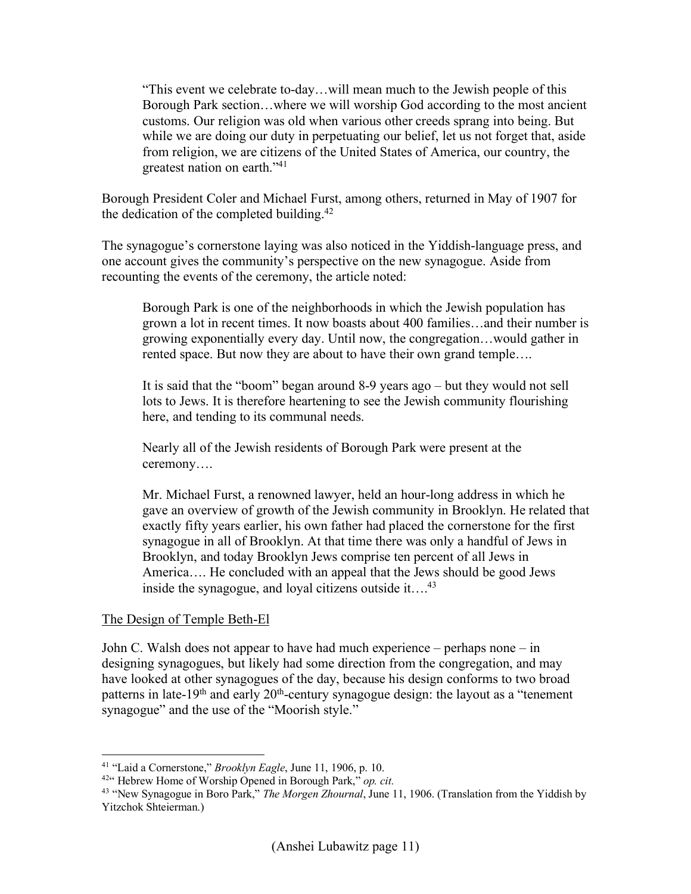> "This event we celebrate to-day…will mean much to the Jewish people of this Borough Park section…where we will worship God according to the most ancient customs. Our religion was old when various other creeds sprang into being. But while we are doing our duty in perpetuating our belief, let us not forget that, aside from religion, we are citizens of the United States of America, our country, the greatest nation on earth."[41]

Borough President Coler and Michael Furst, among others, returned in May of 1907 for the dedication of the completed building.[42]

The synagogue's cornerstone laying was also noticed in the Yiddish-language press, and one account gives the community's perspective on the new synagogue. Aside from recounting the events of the ceremony, the article noted:

> Borough Park is one of the neighborhoods in which the Jewish population has grown a lot in recent times. It now boasts about 400 families…and their number is growing exponentially every day. Until now, the congregation…would gather in rented space. But now they are about to have their own grand temple….
>
> It is said that the "boom" began around 8-9 years ago – but they would not sell lots to Jews. It is therefore heartening to see the Jewish community flourishing here, and tending to its communal needs.
>
> Nearly all of the Jewish residents of Borough Park were present at the ceremony….
>
> Mr. Michael Furst, a renowned lawyer, held an hour-long address in which he gave an overview of growth of the Jewish community in Brooklyn. He related that exactly fifty years earlier, his own father had placed the cornerstone for the first synagogue in all of Brooklyn. At that time there was only a handful of Jews in Brooklyn, and today Brooklyn Jews comprise ten percent of all Jews in America…. He concluded with an appeal that the Jews should be good Jews inside the synagogue, and loyal citizens outside it….[43]

## The Design of Temple Beth-El

John C. Walsh does not appear to have had much experience – perhaps none – in designing synagogues, but likely had some direction from the congregation, and may have looked at other synagogues of the day, because his design conforms to two broad patterns in late-19th and early 20th-century synagogue design: the layout as a "tenement synagogue" and the use of the "Moorish style."

---

[41] "Laid a Cornerstone," *Brooklyn Eagle*, June 11, 1906, p. 10.

[42] " Hebrew Home of Worship Opened in Borough Park," *op. cit.*

[43] "New Synagogue in Boro Park," *The Morgen Zhournal*, June 11, 1906. (Translation from the Yiddish by Yitzchok Shteierman.)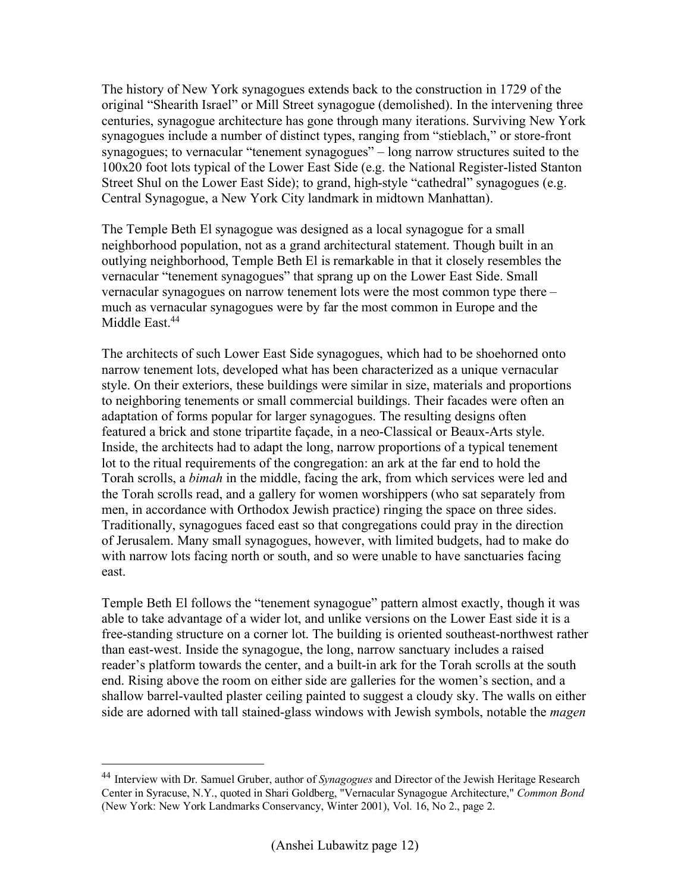The history of New York synagogues extends back to the construction in 1729 of the original "Shearith Israel" or Mill Street synagogue (demolished). In the intervening three centuries, synagogue architecture has gone through many iterations. Surviving New York synagogues include a number of distinct types, ranging from "stieblach," or store-front synagogues; to vernacular "tenement synagogues" – long narrow structures suited to the 100x20 foot lots typical of the Lower East Side (e.g. the National Register-listed Stanton Street Shul on the Lower East Side); to grand, high-style "cathedral" synagogues (e.g. Central Synagogue, a New York City landmark in midtown Manhattan).

The Temple Beth El synagogue was designed as a local synagogue for a small neighborhood population, not as a grand architectural statement. Though built in an outlying neighborhood, Temple Beth El is remarkable in that it closely resembles the vernacular "tenement synagogues" that sprang up on the Lower East Side. Small vernacular synagogues on narrow tenement lots were the most common type there – much as vernacular synagogues were by far the most common in Europe and the Middle East.[44]

The architects of such Lower East Side synagogues, which had to be shoehorned onto narrow tenement lots, developed what has been characterized as a unique vernacular style. On their exteriors, these buildings were similar in size, materials and proportions to neighboring tenements or small commercial buildings. Their facades were often an adaptation of forms popular for larger synagogues. The resulting designs often featured a brick and stone tripartite façade, in a neo-Classical or Beaux-Arts style. Inside, the architects had to adapt the long, narrow proportions of a typical tenement lot to the ritual requirements of the congregation: an ark at the far end to hold the Torah scrolls, a *bimah* in the middle, facing the ark, from which services were led and the Torah scrolls read, and a gallery for women worshippers (who sat separately from men, in accordance with Orthodox Jewish practice) ringing the space on three sides. Traditionally, synagogues faced east so that congregations could pray in the direction of Jerusalem. Many small synagogues, however, with limited budgets, had to make do with narrow lots facing north or south, and so were unable to have sanctuaries facing east.

Temple Beth El follows the "tenement synagogue" pattern almost exactly, though it was able to take advantage of a wider lot, and unlike versions on the Lower East side it is a free-standing structure on a corner lot. The building is oriented southeast-northwest rather than east-west. Inside the synagogue, the long, narrow sanctuary includes a raised reader's platform towards the center, and a built-in ark for the Torah scrolls at the south end. Rising above the room on either side are galleries for the women's section, and a shallow barrel-vaulted plaster ceiling painted to suggest a cloudy sky. The walls on either side are adorned with tall stained-glass windows with Jewish symbols, notable the *magen*

---

[44] Interview with Dr. Samuel Gruber, author of *Synagogues* and Director of the Jewish Heritage Research Center in Syracuse, N.Y., quoted in Shari Goldberg, "Vernacular Synagogue Architecture," *Common Bond* (New York: New York Landmarks Conservancy, Winter 2001), Vol. 16, No 2., page 2.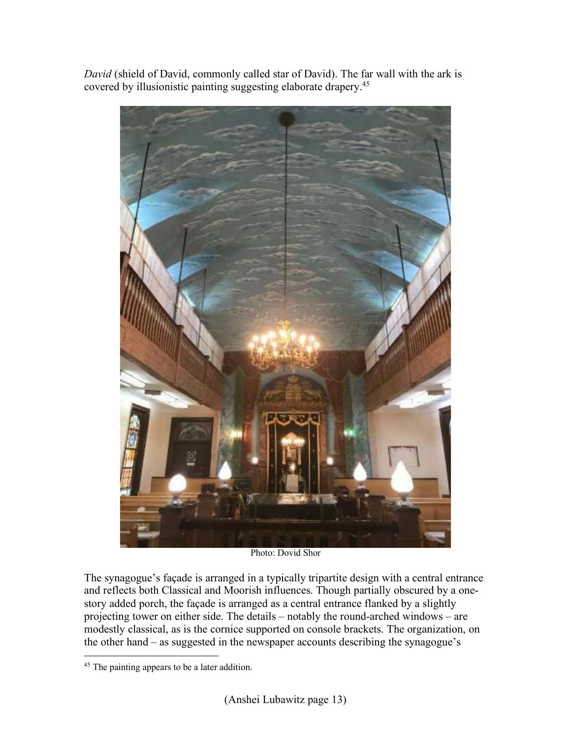*David* (shield of David, commonly called star of David). The far wall with the ark is covered by illusionistic painting suggesting elaborate drapery.[45]

Photo: Dovid Shor

The synagogue's façade is arranged in a typically tripartite design with a central entrance and reflects both Classical and Moorish influences. Though partially obscured by a one-story added porch, the façade is arranged as a central entrance flanked by a slightly projecting tower on either side. The details – notably the round-arched windows – are modestly classical, as is the cornice supported on console brackets. The organization, on the other hand – as suggested in the newspaper accounts describing the synagogue's

[45] The painting appears to be a later addition.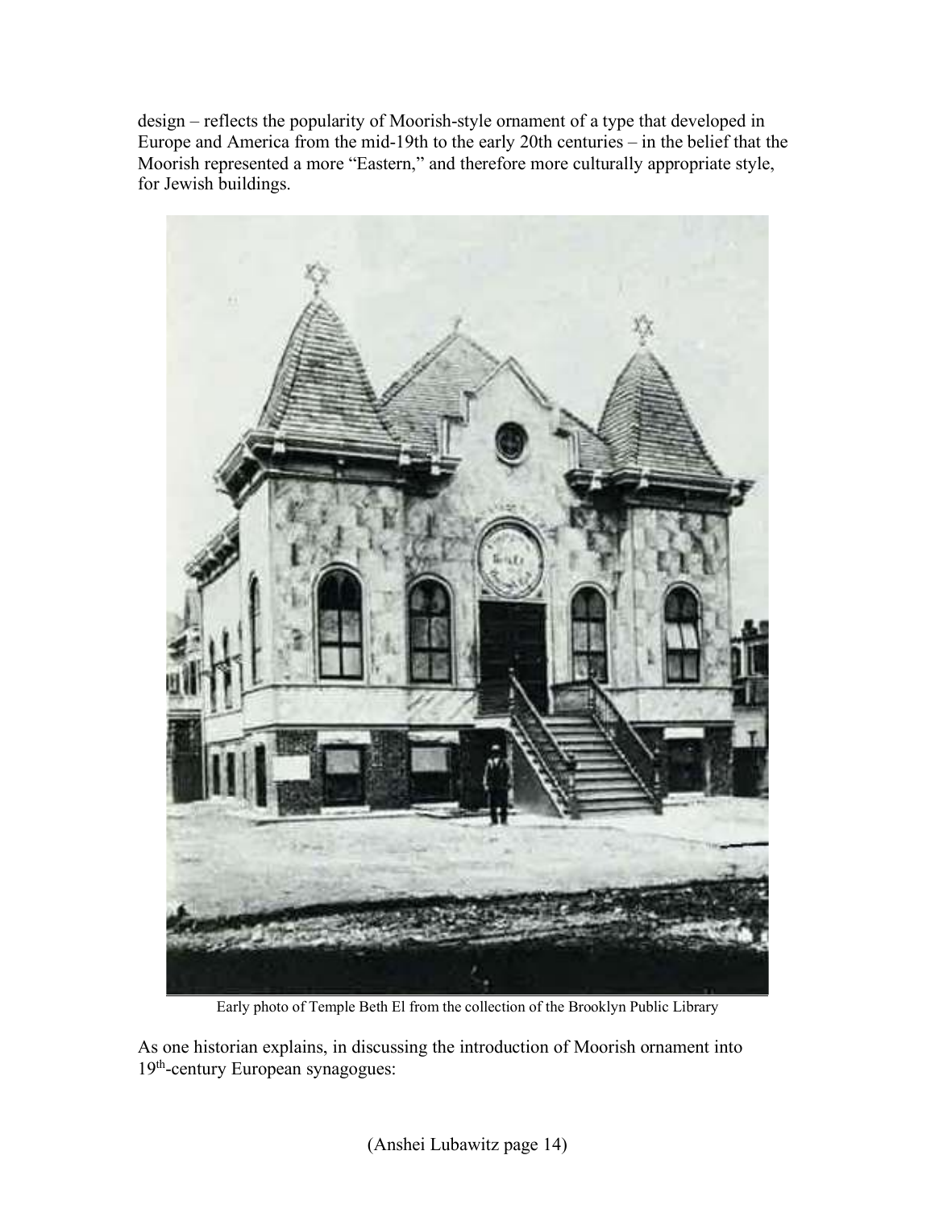design – reflects the popularity of Moorish-style ornament of a type that developed in Europe and America from the mid-19th to the early 20th centuries – in the belief that the Moorish represented a more "Eastern," and therefore more culturally appropriate style, for Jewish buildings.

Early photo of Temple Beth El from the collection of the Brooklyn Public Library

As one historian explains, in discussing the introduction of Moorish ornament into 19th-century European synagogues: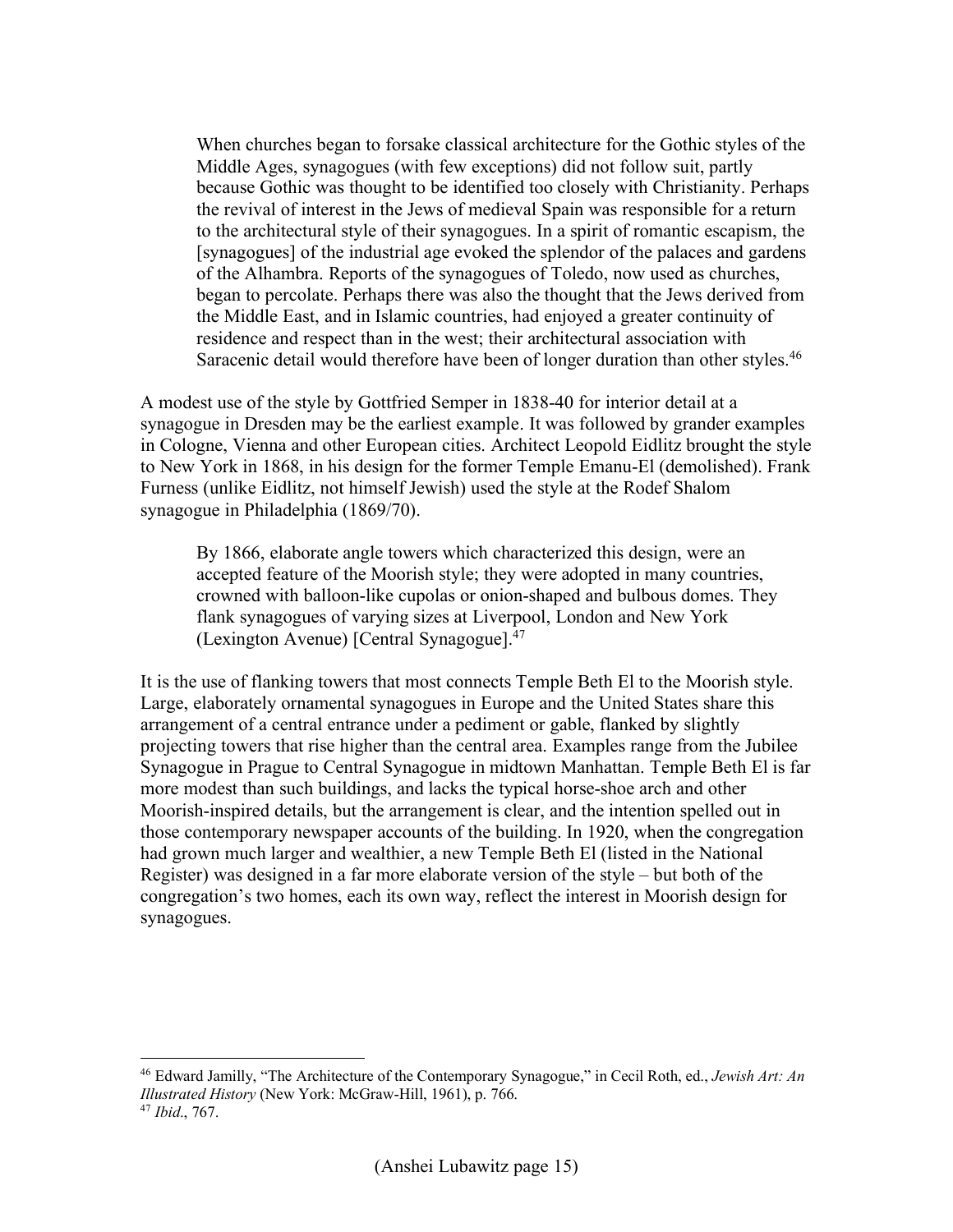> When churches began to forsake classical architecture for the Gothic styles of the Middle Ages, synagogues (with few exceptions) did not follow suit, partly because Gothic was thought to be identified too closely with Christianity. Perhaps the revival of interest in the Jews of medieval Spain was responsible for a return to the architectural style of their synagogues. In a spirit of romantic escapism, the [synagogues] of the industrial age evoked the splendor of the palaces and gardens of the Alhambra. Reports of the synagogues of Toledo, now used as churches, began to percolate. Perhaps there was also the thought that the Jews derived from the Middle East, and in Islamic countries, had enjoyed a greater continuity of residence and respect than in the west; their architectural association with Saracenic detail would therefore have been of longer duration than other styles.[46]

A modest use of the style by Gottfried Semper in 1838-40 for interior detail at a synagogue in Dresden may be the earliest example. It was followed by grander examples in Cologne, Vienna and other European cities. Architect Leopold Eidlitz brought the style to New York in 1868, in his design for the former Temple Emanu-El (demolished). Frank Furness (unlike Eidlitz, not himself Jewish) used the style at the Rodef Shalom synagogue in Philadelphia (1869/70).

> By 1866, elaborate angle towers which characterized this design, were an accepted feature of the Moorish style; they were adopted in many countries, crowned with balloon-like cupolas or onion-shaped and bulbous domes. They flank synagogues of varying sizes at Liverpool, London and New York (Lexington Avenue) [Central Synagogue].[47]

It is the use of flanking towers that most connects Temple Beth El to the Moorish style. Large, elaborately ornamental synagogues in Europe and the United States share this arrangement of a central entrance under a pediment or gable, flanked by slightly projecting towers that rise higher than the central area. Examples range from the Jubilee Synagogue in Prague to Central Synagogue in midtown Manhattan. Temple Beth El is far more modest than such buildings, and lacks the typical horse-shoe arch and other Moorish-inspired details, but the arrangement is clear, and the intention spelled out in those contemporary newspaper accounts of the building. In 1920, when the congregation had grown much larger and wealthier, a new Temple Beth El (listed in the National Register) was designed in a far more elaborate version of the style – but both of the congregation's two homes, each its own way, reflect the interest in Moorish design for synagogues.

---

[46] Edward Jamilly, "The Architecture of the Contemporary Synagogue," in Cecil Roth, ed., *Jewish Art: An Illustrated History* (New York: McGraw-Hill, 1961), p. 766.

[47] *Ibid*., 767.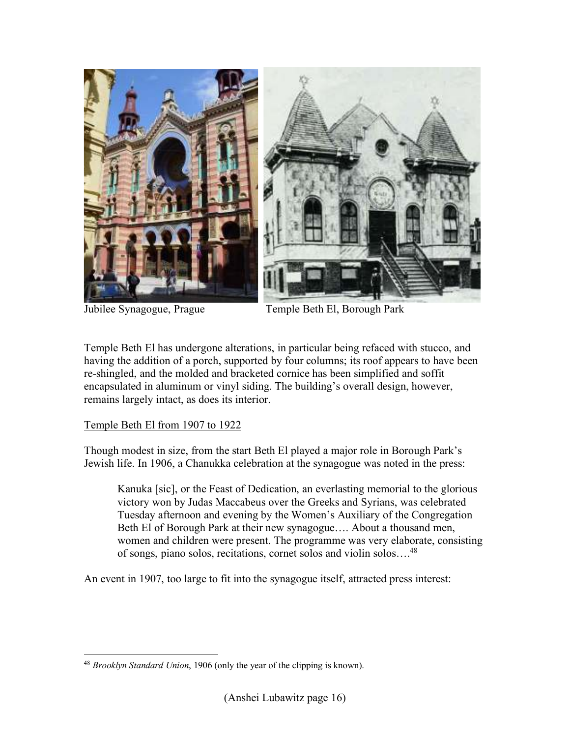Jubilee Synagogue, Prague Temple Beth El, Borough Park

Temple Beth El has undergone alterations, in particular being refaced with stucco, and having the addition of a porch, supported by four columns; its roof appears to have been re-shingled, and the molded and bracketed cornice has been simplified and soffit encapsulated in aluminum or vinyl siding. The building's overall design, however, remains largely intact, as does its interior.

Temple Beth El from 1907 to 1922

Though modest in size, from the start Beth El played a major role in Borough Park's Jewish life. In 1906, a Chanukka celebration at the synagogue was noted in the press:

> Kanuka [sic], or the Feast of Dedication, an everlasting memorial to the glorious victory won by Judas Maccabeus over the Greeks and Syrians, was celebrated Tuesday afternoon and evening by the Women's Auxiliary of the Congregation Beth El of Borough Park at their new synagogue…. About a thousand men, women and children were present. The programme was very elaborate, consisting of songs, piano solos, recitations, cornet solos and violin solos….[48]

An event in 1907, too large to fit into the synagogue itself, attracted press interest:

---

[48] *Brooklyn Standard Union*, 1906 (only the year of the clipping is known).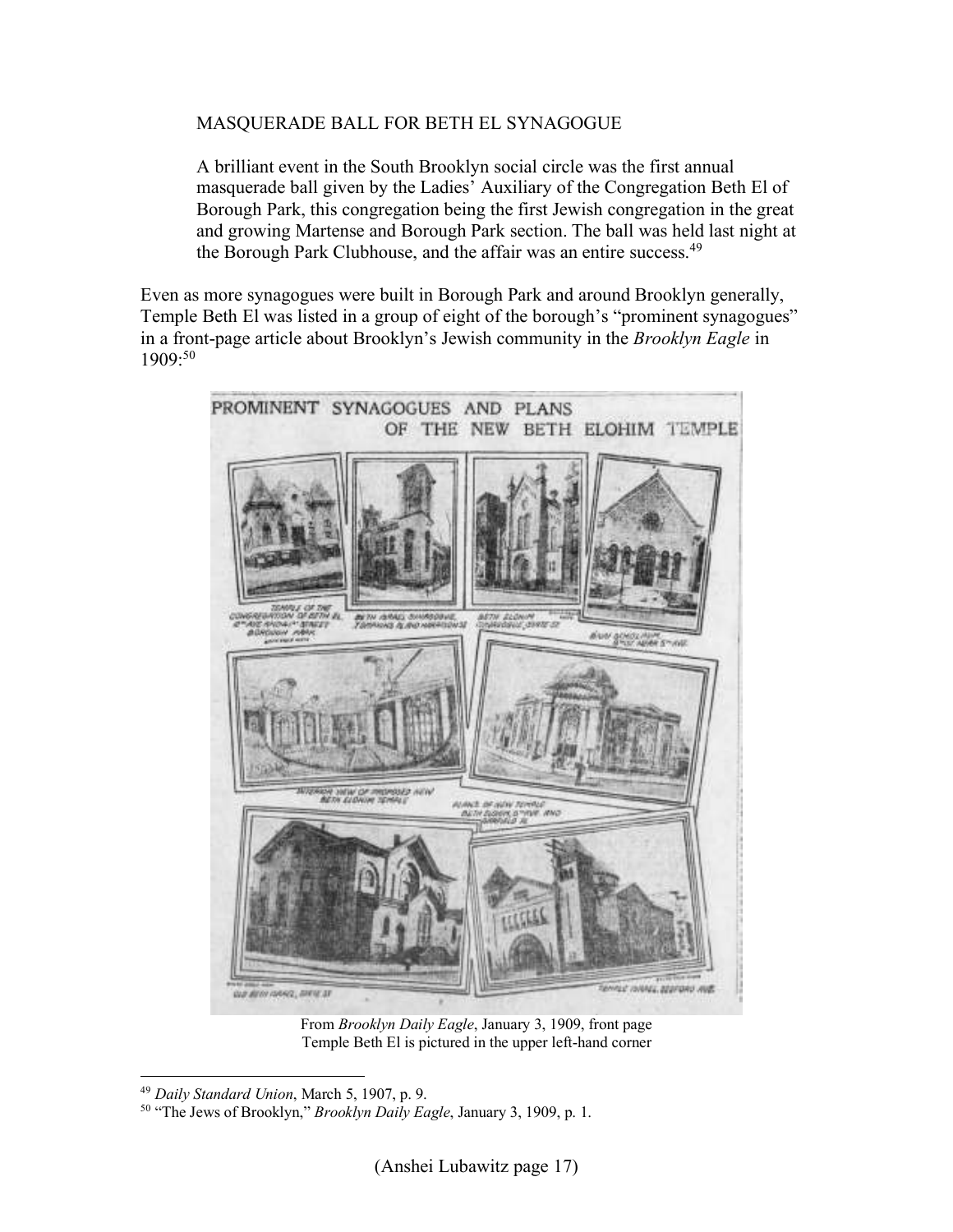MASQUERADE BALL FOR BETH EL SYNAGOGUE

> A brilliant event in the South Brooklyn social circle was the first annual masquerade ball given by the Ladies' Auxiliary of the Congregation Beth El of Borough Park, this congregation being the first Jewish congregation in the great and growing Martense and Borough Park section. The ball was held last night at the Borough Park Clubhouse, and the affair was an entire success.[49]

Even as more synagogues were built in Borough Park and around Brooklyn generally, Temple Beth El was listed in a group of eight of the borough's "prominent synagogues" in a front-page article about Brooklyn's Jewish community in the *Brooklyn Eagle* in 1909:[50]

From *Brooklyn Daily Eagle*, January 3, 1909, front page
Temple Beth El is pictured in the upper left-hand corner

---

[49] *Daily Standard Union*, March 5, 1907, p. 9.

[50] "The Jews of Brooklyn," *Brooklyn Daily Eagle*, January 3, 1909, p. 1.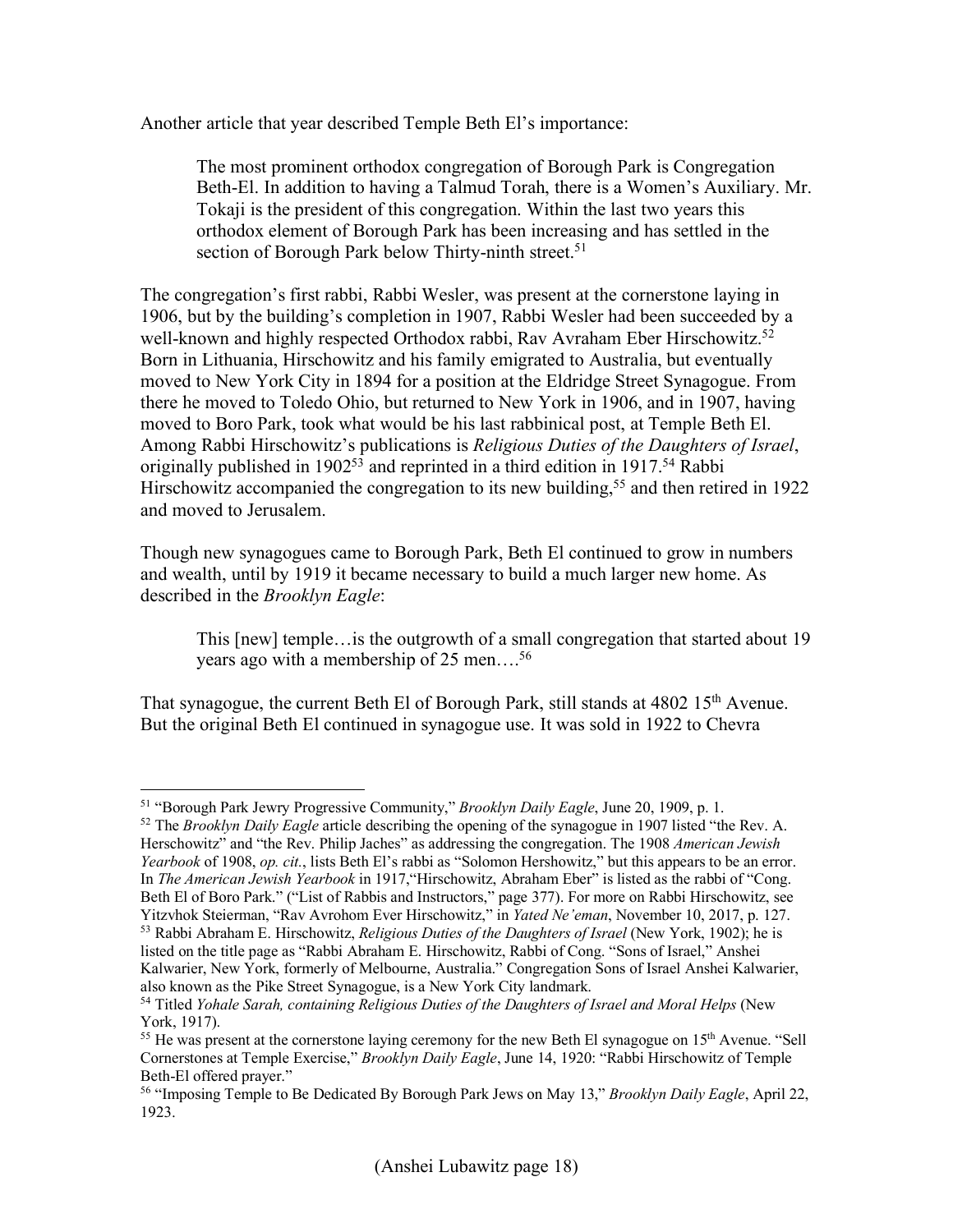Another article that year described Temple Beth El's importance:

> The most prominent orthodox congregation of Borough Park is Congregation Beth-El. In addition to having a Talmud Torah, there is a Women's Auxiliary. Mr. Tokaji is the president of this congregation. Within the last two years this orthodox element of Borough Park has been increasing and has settled in the section of Borough Park below Thirty-ninth street.[51]

The congregation's first rabbi, Rabbi Wesler, was present at the cornerstone laying in 1906, but by the building's completion in 1907, Rabbi Wesler had been succeeded by a well-known and highly respected Orthodox rabbi, Rav Avraham Eber Hirschowitz.[52] Born in Lithuania, Hirschowitz and his family emigrated to Australia, but eventually moved to New York City in 1894 for a position at the Eldridge Street Synagogue. From there he moved to Toledo Ohio, but returned to New York in 1906, and in 1907, having moved to Boro Park, took what would be his last rabbinical post, at Temple Beth El. Among Rabbi Hirschowitz's publications is *Religious Duties of the Daughters of Israel*, originally published in 1902[53] and reprinted in a third edition in 1917.[54] Rabbi Hirschowitz accompanied the congregation to its new building,[55] and then retired in 1922 and moved to Jerusalem.

Though new synagogues came to Borough Park, Beth El continued to grow in numbers and wealth, until by 1919 it became necessary to build a much larger new home. As described in the *Brooklyn Eagle*:

> This [new] temple…is the outgrowth of a small congregation that started about 19 years ago with a membership of 25 men….[56]

That synagogue, the current Beth El of Borough Park, still stands at 4802 15th Avenue. But the original Beth El continued in synagogue use. It was sold in 1922 to Chevra

---

[51] "Borough Park Jewry Progressive Community," *Brooklyn Daily Eagle*, June 20, 1909, p. 1.

[52] The *Brooklyn Daily Eagle* article describing the opening of the synagogue in 1907 listed "the Rev. A. Herschowitz" and "the Rev. Philip Jaches" as addressing the congregation. The 1908 *American Jewish Yearbook* of 1908, *op. cit.*, lists Beth El's rabbi as "Solomon Hershowitz," but this appears to be an error. In *The American Jewish Yearbook* in 1917,"Hirschowitz, Abraham Eber" is listed as the rabbi of "Cong. Beth El of Boro Park." ("List of Rabbis and Instructors," page 377). For more on Rabbi Hirschowitz, see Yitzvhok Steierman, "Rav Avrohom Ever Hirschowitz," in *Yated Ne'eman*, November 10, 2017, p. 127.

[53] Rabbi Abraham E. Hirschowitz, *Religious Duties of the Daughters of Israel* (New York, 1902); he is listed on the title page as "Rabbi Abraham E. Hirschowitz, Rabbi of Cong. "Sons of Israel," Anshei Kalwarier, New York, formerly of Melbourne, Australia." Congregation Sons of Israel Anshei Kalwarier, also known as the Pike Street Synagogue, is a New York City landmark.

[54] Titled *Yohale Sarah, containing Religious Duties of the Daughters of Israel and Moral Helps* (New York, 1917).

[55] He was present at the cornerstone laying ceremony for the new Beth El synagogue on 15th Avenue. "Sell Cornerstones at Temple Exercise," *Brooklyn Daily Eagle*, June 14, 1920: "Rabbi Hirschowitz of Temple Beth-El offered prayer."

[56] "Imposing Temple to Be Dedicated By Borough Park Jews on May 13," *Brooklyn Daily Eagle*, April 22, 1923.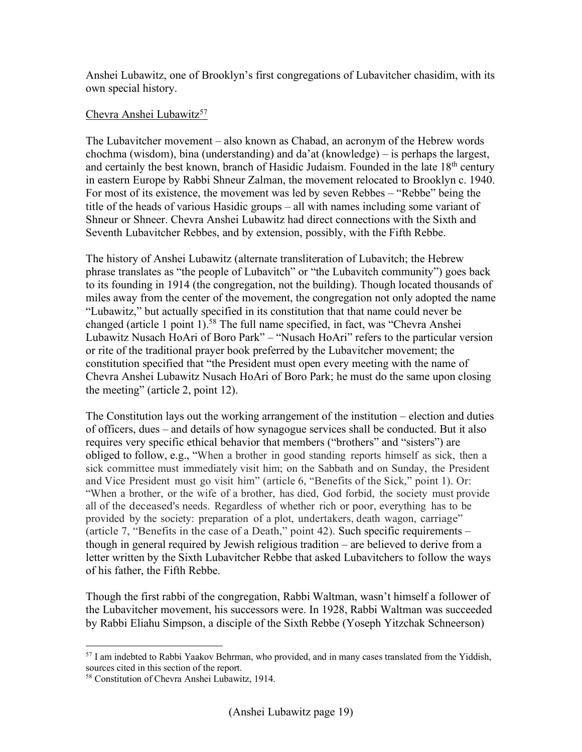Anshei Lubawitz, one of Brooklyn's first congregations of Lubavitcher chasidim, with its own special history.

Chevra Anshei Lubawitz[57]

The Lubavitcher movement – also known as Chabad, an acronym of the Hebrew words chochma (wisdom), bina (understanding) and da'at (knowledge) – is perhaps the largest, and certainly the best known, branch of Hasidic Judaism. Founded in the late 18th century in eastern Europe by Rabbi Shneur Zalman, the movement relocated to Brooklyn c. 1940. For most of its existence, the movement was led by seven Rebbes – "Rebbe" being the title of the heads of various Hasidic groups – all with names including some variant of Shneur or Shneer. Chevra Anshei Lubawitz had direct connections with the Sixth and Seventh Lubavitcher Rebbes, and by extension, possibly, with the Fifth Rebbe.

The history of Anshei Lubawitz (alternate transliteration of Lubavitch; the Hebrew phrase translates as "the people of Lubavitch" or "the Lubavitch community") goes back to its founding in 1914 (the congregation, not the building). Though located thousands of miles away from the center of the movement, the congregation not only adopted the name "Lubawitz," but actually specified in its constitution that that name could never be changed (article 1 point 1).[58] The full name specified, in fact, was "Chevra Anshei Lubawitz Nusach HoAri of Boro Park" – "Nusach HoAri" refers to the particular version or rite of the traditional prayer book preferred by the Lubavitcher movement; the constitution specified that "the President must open every meeting with the name of Chevra Anshei Lubawitz Nusach HoAri of Boro Park; he must do the same upon closing the meeting" (article 2, point 12).

The Constitution lays out the working arrangement of the institution – election and duties of officers, dues – and details of how synagogue services shall be conducted. But it also requires very specific ethical behavior that members ("brothers" and "sisters") are obliged to follow, e.g., "When a brother in good standing reports himself as sick, then a sick committee must immediately visit him; on the Sabbath and on Sunday, the President and Vice President must go visit him" (article 6, "Benefits of the Sick," point 1). Or: "When a brother, or the wife of a brother, has died, God forbid, the society must provide all of the deceased's needs. Regardless of whether rich or poor, everything has to be provided by the society: preparation of a plot, undertakers, death wagon, carriage" (article 7, "Benefits in the case of a Death," point 42). Such specific requirements – though in general required by Jewish religious tradition – are believed to derive from a letter written by the Sixth Lubavitcher Rebbe that asked Lubavitchers to follow the ways of his father, the Fifth Rebbe.

Though the first rabbi of the congregation, Rabbi Waltman, wasn't himself a follower of the Lubavitcher movement, his successors were. In 1928, Rabbi Waltman was succeeded by Rabbi Eliahu Simpson, a disciple of the Sixth Rebbe (Yoseph Yitzchak Schneerson)

---

[57] I am indebted to Rabbi Yaakov Behrman, who provided, and in many cases translated from the Yiddish, sources cited in this section of the report.

[58] Constitution of Chevra Anshei Lubawitz, 1914.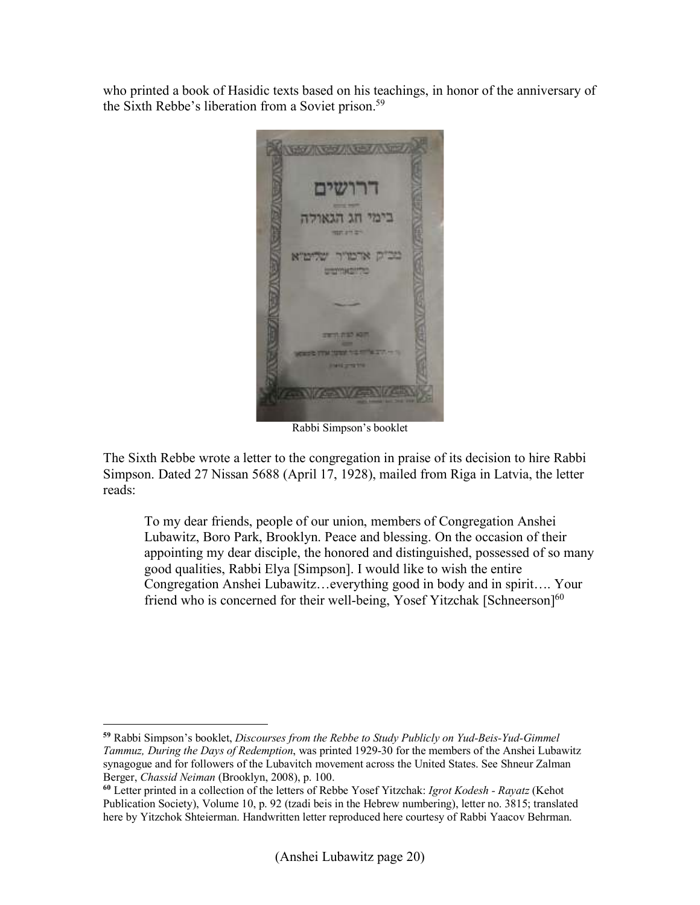who printed a book of Hasidic texts based on his teachings, in honor of the anniversary of the Sixth Rebbe's liberation from a Soviet prison.[59]

Rabbi Simpson's booklet

The Sixth Rebbe wrote a letter to the congregation in praise of its decision to hire Rabbi Simpson. Dated 27 Nissan 5688 (April 17, 1928), mailed from Riga in Latvia, the letter reads:

> To my dear friends, people of our union, members of Congregation Anshei Lubawitz, Boro Park, Brooklyn. Peace and blessing. On the occasion of their appointing my dear disciple, the honored and distinguished, possessed of so many good qualities, Rabbi Elya [Simpson]. I would like to wish the entire Congregation Anshei Lubawitz…everything good in body and in spirit…. Your friend who is concerned for their well-being, Yosef Yitzchak [Schneerson][60]

---

[59] Rabbi Simpson's booklet, *Discourses from the Rebbe to Study Publicly on Yud-Beis-Yud-Gimmel Tammuz, During the Days of Redemption*, was printed 1929-30 for the members of the Anshei Lubawitz synagogue and for followers of the Lubavitch movement across the United States. See Shneur Zalman Berger, *Chassid Neiman* (Brooklyn, 2008), p. 100.

[60] Letter printed in a collection of the letters of Rebbe Yosef Yitzchak: *Igrot Kodesh - Rayatz* (Kehot Publication Society), Volume 10, p. 92 (tzadi beis in the Hebrew numbering), letter no. 3815; translated here by Yitzchok Shteierman. Handwritten letter reproduced here courtesy of Rabbi Yaacov Behrman.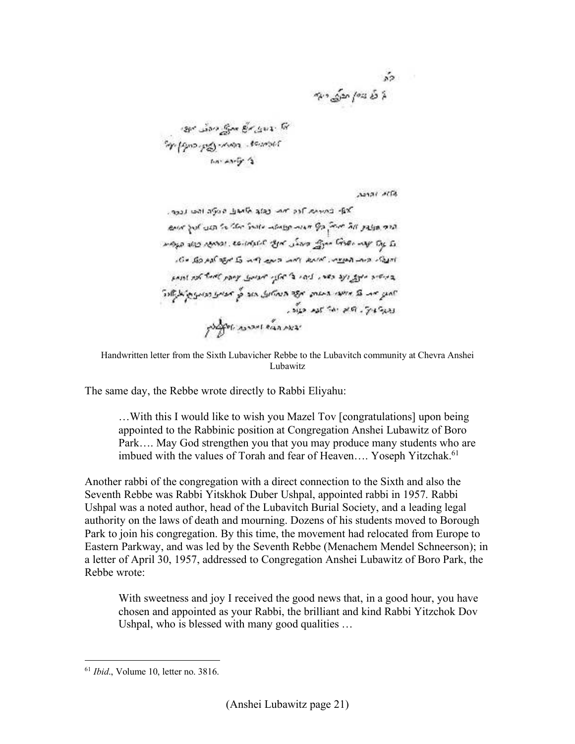Handwritten letter from the Sixth Lubavicher Rebbe to the Lubavitch community at Chevra Anshei Lubawitz

The same day, the Rebbe wrote directly to Rabbi Eliyahu:

> …With this I would like to wish you Mazel Tov [congratulations] upon being appointed to the Rabbinic position at Congregation Anshei Lubawitz of Boro Park…. May God strengthen you that you may produce many students who are imbued with the values of Torah and fear of Heaven…. Yoseph Yitzchak.[61]

Another rabbi of the congregation with a direct connection to the Sixth and also the Seventh Rebbe was Rabbi Yitskhok Duber Ushpal, appointed rabbi in 1957. Rabbi Ushpal was a noted author, head of the Lubavitch Burial Society, and a leading legal authority on the laws of death and mourning. Dozens of his students moved to Borough Park to join his congregation. By this time, the movement had relocated from Europe to Eastern Parkway, and was led by the Seventh Rebbe (Menachem Mendel Schneerson); in a letter of April 30, 1957, addressed to Congregation Anshei Lubawitz of Boro Park, the Rebbe wrote:

> With sweetness and joy I received the good news that, in a good hour, you have chosen and appointed as your Rabbi, the brilliant and kind Rabbi Yitzchok Dov Ushpal, who is blessed with many good qualities …

---

[61] *Ibid*., Volume 10, letter no. 3816.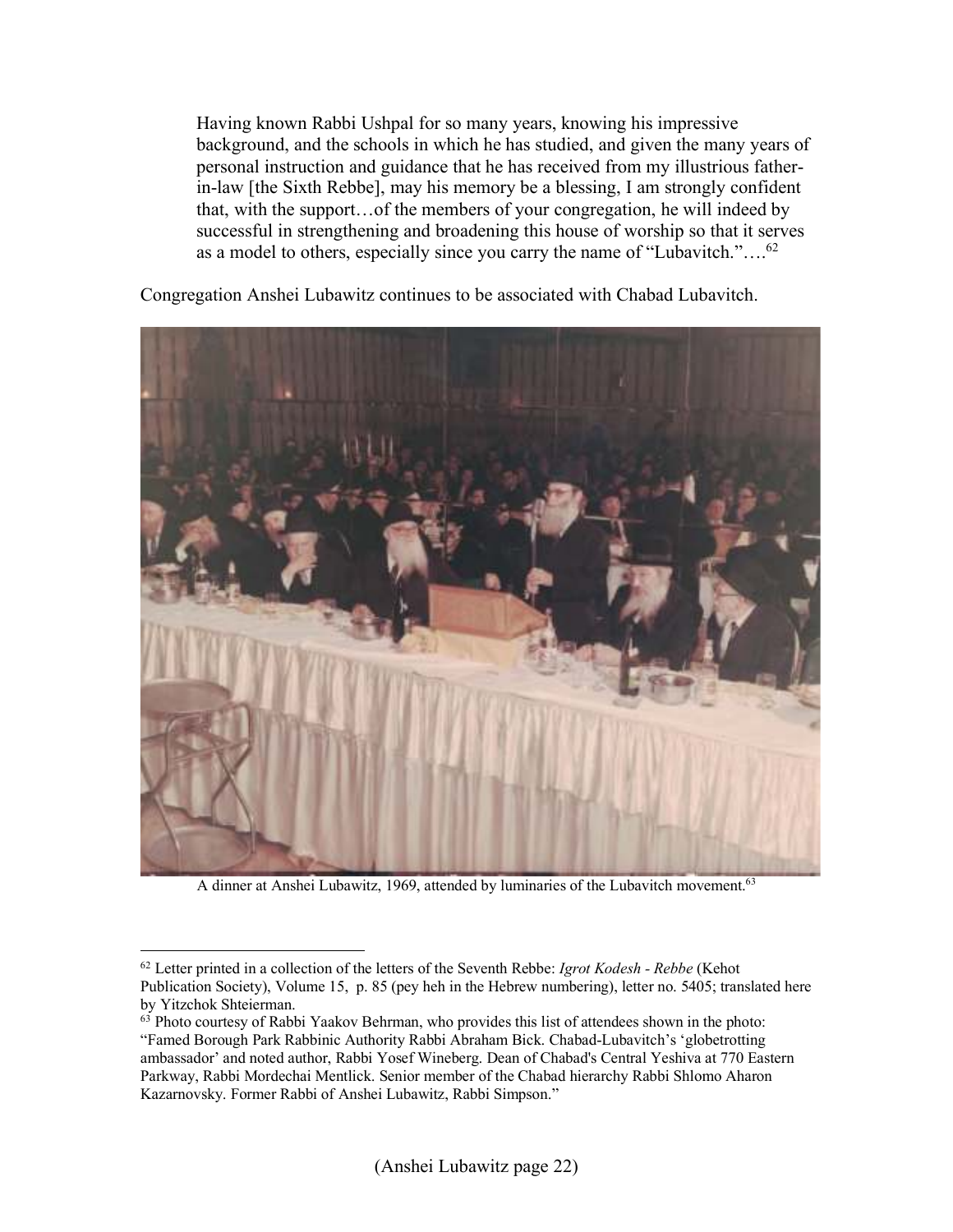> Having known Rabbi Ushpal for so many years, knowing his impressive background, and the schools in which he has studied, and given the many years of personal instruction and guidance that he has received from my illustrious father-in-law [the Sixth Rebbe], may his memory be a blessing, I am strongly confident that, with the support…of the members of your congregation, he will indeed by successful in strengthening and broadening this house of worship so that it serves as a model to others, especially since you carry the name of "Lubavitch."….[62]

Congregation Anshei Lubawitz continues to be associated with Chabad Lubavitch.

A dinner at Anshei Lubawitz, 1969, attended by luminaries of the Lubavitch movement.[63]

---

[62] Letter printed in a collection of the letters of the Seventh Rebbe: *Igrot Kodesh - Rebbe* (Kehot Publication Society), Volume 15, p. 85 (pey heh in the Hebrew numbering), letter no. 5405; translated here by Yitzchok Shteierman.

[63] Photo courtesy of Rabbi Yaakov Behrman, who provides this list of attendees shown in the photo: "Famed Borough Park Rabbinic Authority Rabbi Abraham Bick. Chabad-Lubavitch's 'globetrotting ambassador' and noted author, Rabbi Yosef Wineberg. Dean of Chabad's Central Yeshiva at 770 Eastern Parkway, Rabbi Mordechai Mentlick. Senior member of the Chabad hierarchy Rabbi Shlomo Aharon Kazarnovsky. Former Rabbi of Anshei Lubawitz, Rabbi Simpson."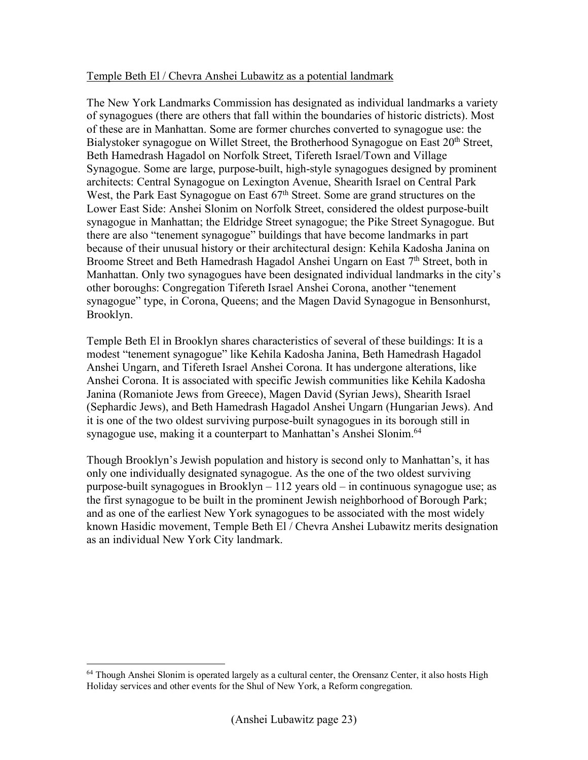Temple Beth El / Chevra Anshei Lubawitz as a potential landmark

The New York Landmarks Commission has designated as individual landmarks a variety of synagogues (there are others that fall within the boundaries of historic districts). Most of these are in Manhattan. Some are former churches converted to synagogue use: the Bialystoker synagogue on Willet Street, the Brotherhood Synagogue on East 20th Street, Beth Hamedrash Hagadol on Norfolk Street, Tifereth Israel/Town and Village Synagogue. Some are large, purpose-built, high-style synagogues designed by prominent architects: Central Synagogue on Lexington Avenue, Shearith Israel on Central Park West, the Park East Synagogue on East 67th Street. Some are grand structures on the Lower East Side: Anshei Slonim on Norfolk Street, considered the oldest purpose-built synagogue in Manhattan; the Eldridge Street synagogue; the Pike Street Synagogue. But there are also "tenement synagogue" buildings that have become landmarks in part because of their unusual history or their architectural design: Kehila Kadosha Janina on Broome Street and Beth Hamedrash Hagadol Anshei Ungarn on East 7th Street, both in Manhattan. Only two synagogues have been designated individual landmarks in the city's other boroughs: Congregation Tifereth Israel Anshei Corona, another "tenement synagogue" type, in Corona, Queens; and the Magen David Synagogue in Bensonhurst, Brooklyn.

Temple Beth El in Brooklyn shares characteristics of several of these buildings: It is a modest "tenement synagogue" like Kehila Kadosha Janina, Beth Hamedrash Hagadol Anshei Ungarn, and Tifereth Israel Anshei Corona. It has undergone alterations, like Anshei Corona. It is associated with specific Jewish communities like Kehila Kadosha Janina (Romaniote Jews from Greece), Magen David (Syrian Jews), Shearith Israel (Sephardic Jews), and Beth Hamedrash Hagadol Anshei Ungarn (Hungarian Jews). And it is one of the two oldest surviving purpose-built synagogues in its borough still in synagogue use, making it a counterpart to Manhattan's Anshei Slonim.[64]

Though Brooklyn's Jewish population and history is second only to Manhattan's, it has only one individually designated synagogue. As the one of the two oldest surviving purpose-built synagogues in Brooklyn – 112 years old – in continuous synagogue use; as the first synagogue to be built in the prominent Jewish neighborhood of Borough Park; and as one of the earliest New York synagogues to be associated with the most widely known Hasidic movement, Temple Beth El / Chevra Anshei Lubawitz merits designation as an individual New York City landmark.

---

[64] Though Anshei Slonim is operated largely as a cultural center, the Orensanz Center, it also hosts High Holiday services and other events for the Shul of New York, a Reform congregation.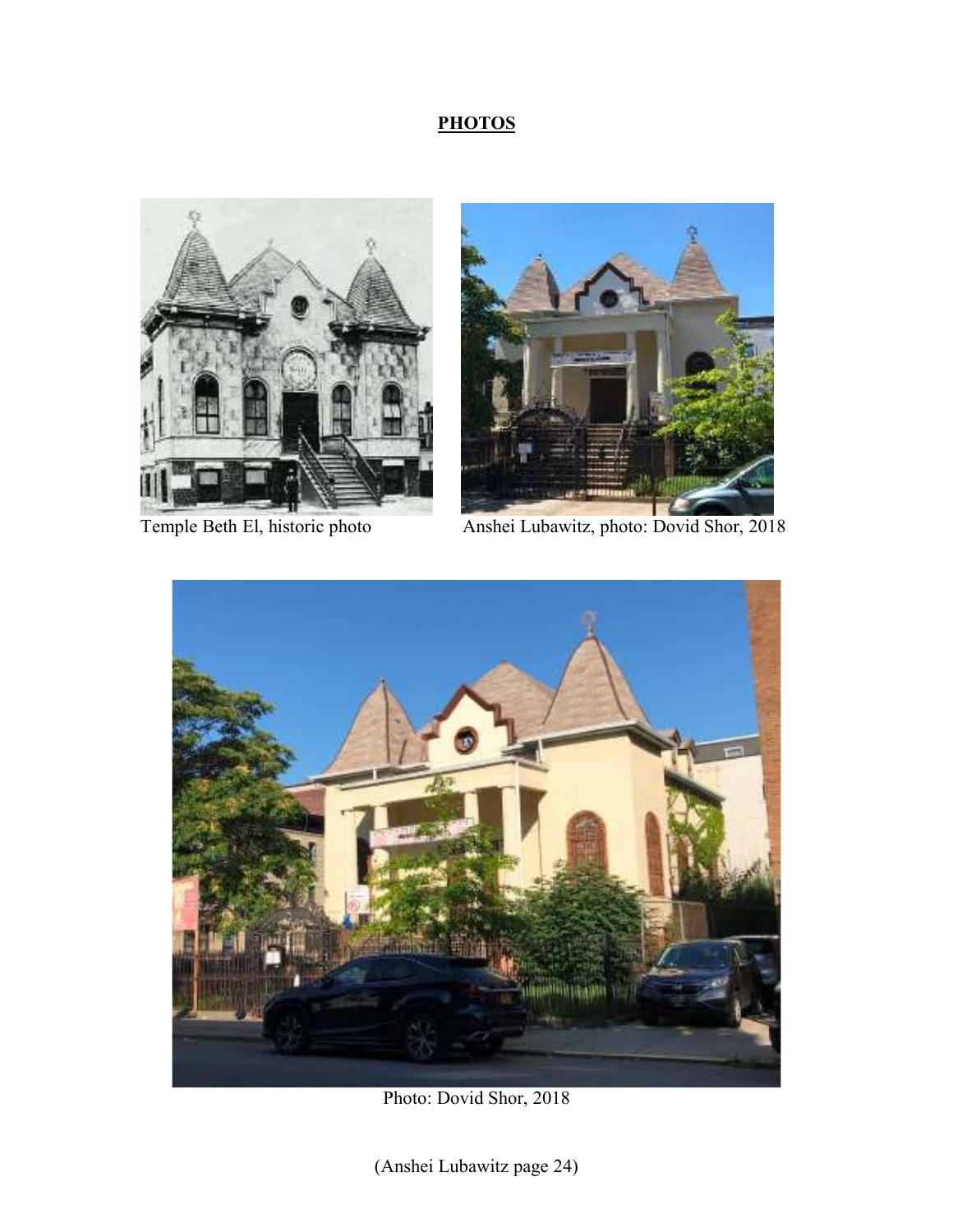**PHOTOS**

Temple Beth El, historic photo

Anshei Lubawitz, photo: Dovid Shor, 2018

Photo: Dovid Shor, 2018

(Anshei Lubawitz page 24)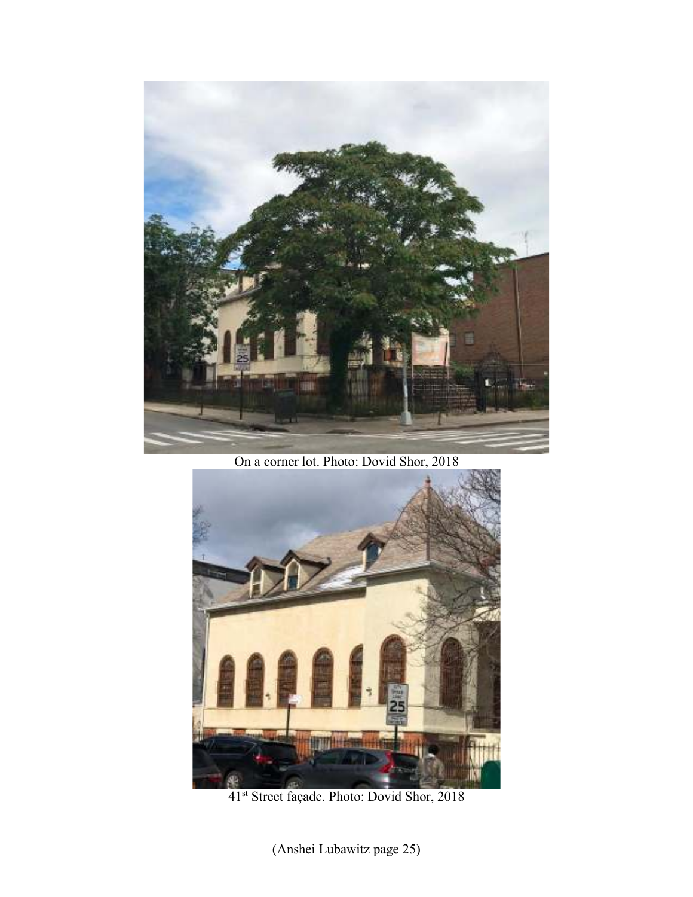On a corner lot. Photo: Dovid Shor, 2018

41st Street façade. Photo: Dovid Shor, 2018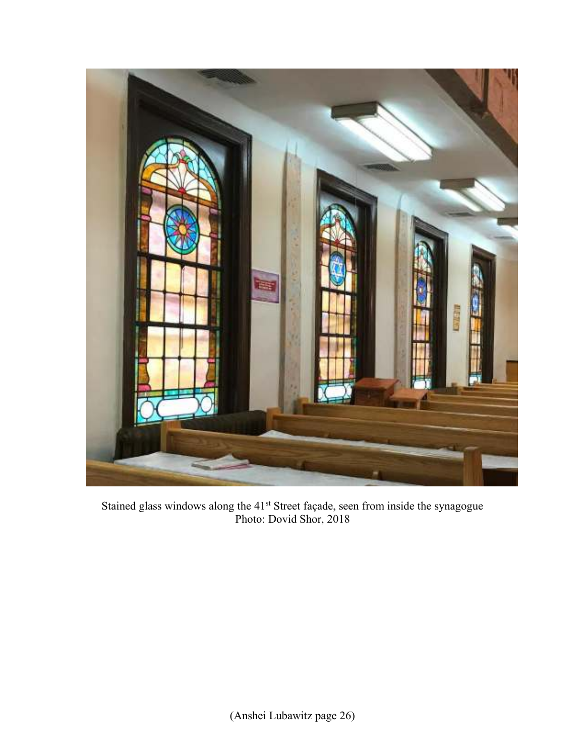Stained glass windows along the 41st Street façade, seen from inside the synagogue
Photo: Dovid Shor, 2018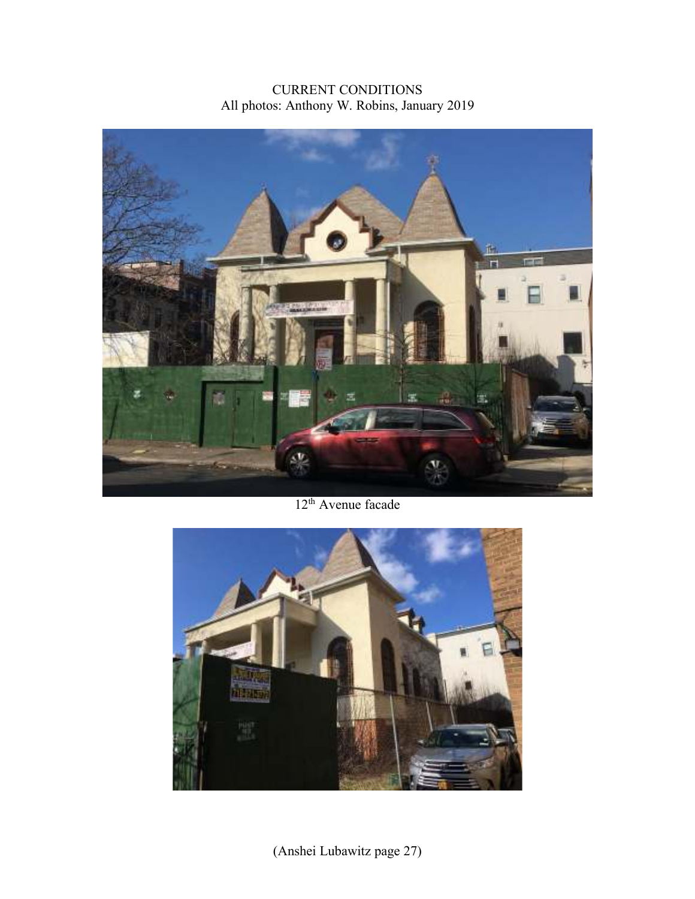CURRENT CONDITIONS
All photos: Anthony W. Robins, January 2019

12th Avenue facade

(Anshei Lubawitz page 27)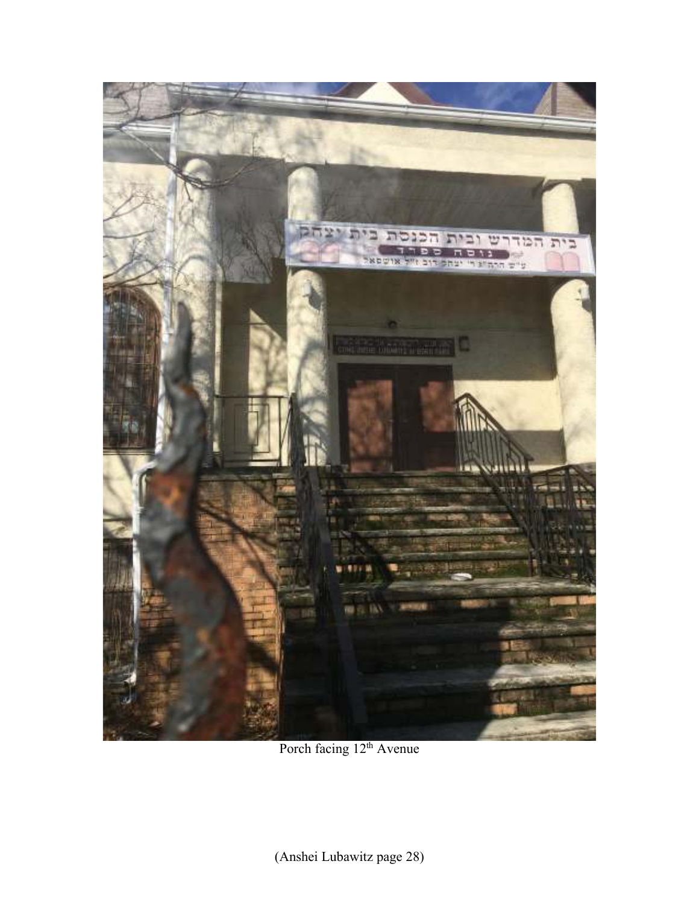Porch facing 12th Avenue

(Anshei Lubawitz page 28)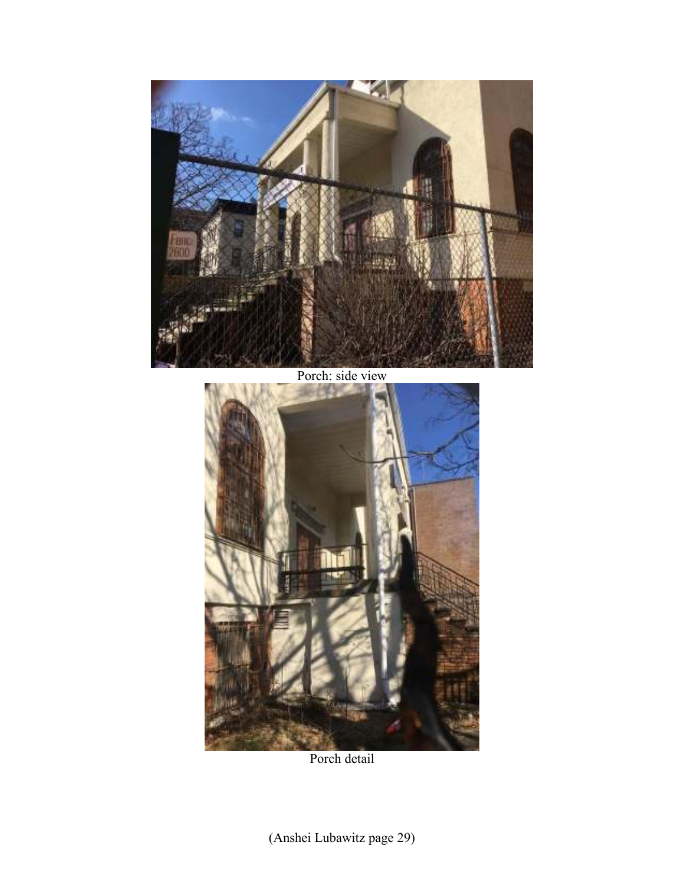Porch: side view

Porch detail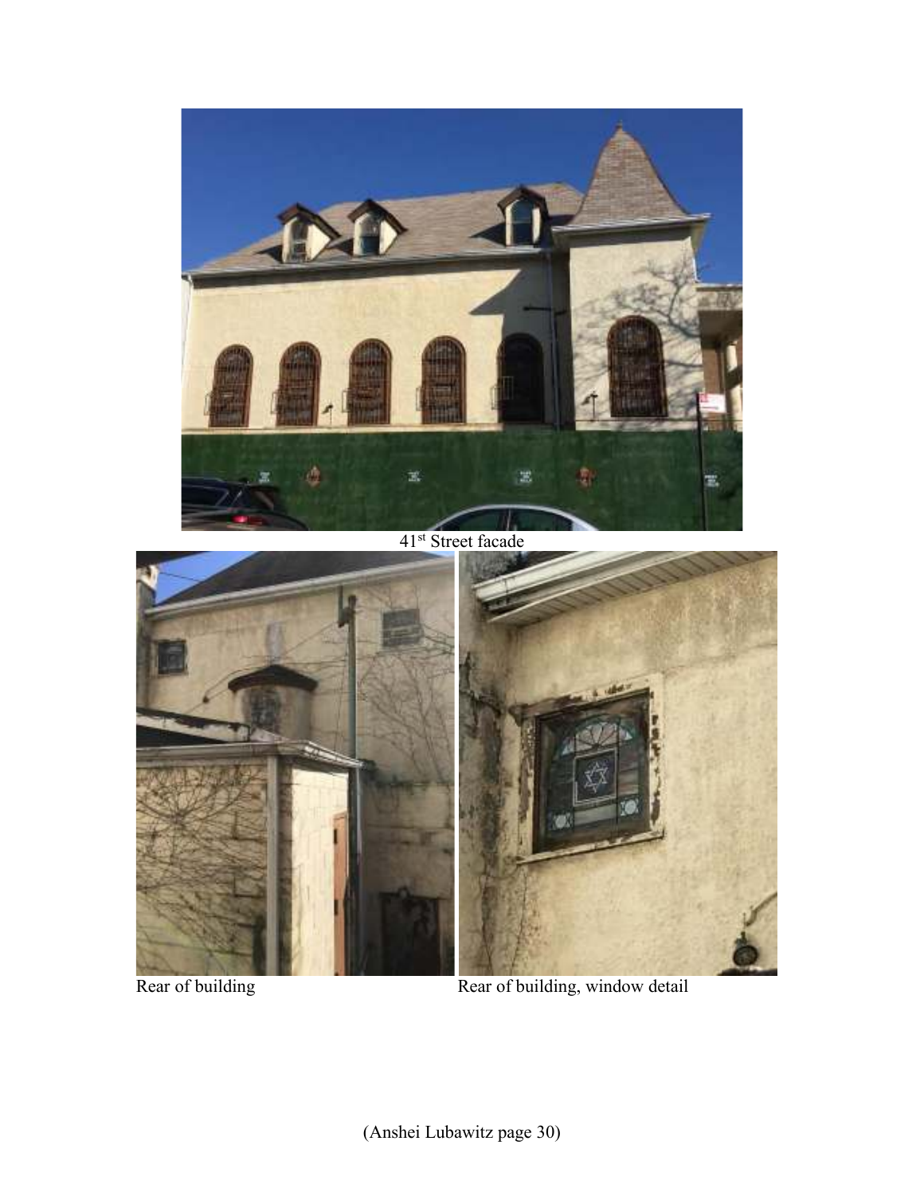41st Street facade

Rear of building

Rear of building, window detail

(Anshei Lubawitz page 30)